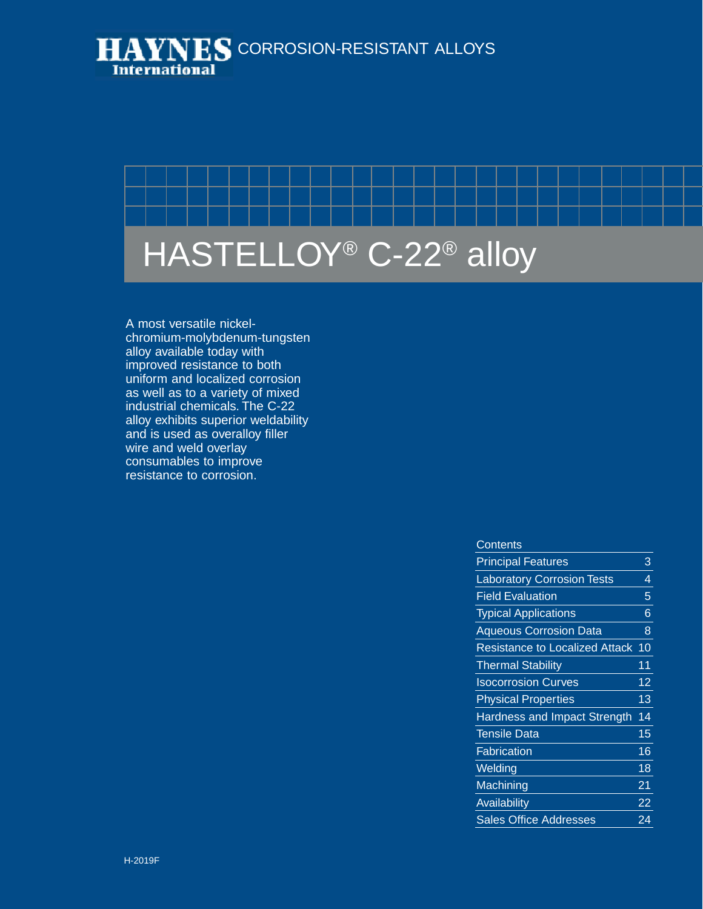**HAYNES International** CORROSION-RESISTANT ALLOYS

# HASTELLOY® C-22® alloy

A most versatile nickel-chromium-molybdenum-tungsten alloy available today with improved resistance to both uniform and localized corrosion as well as to a variety of mixed industrial chemicals. The C-22 alloy exhibits superior weldability and is used as overalloy filler wire and weld overlay consumables to improve resistance to corrosion.

| Contents | |
|---|---|
| Principal Features | 3 |
| Laboratory Corrosion Tests | 4 |
| Field Evaluation | 5 |
| Typical Applications | 6 |
| Aqueous Corrosion Data | 8 |
| Resistance to Localized Attack | 10 |
| Thermal Stability | 11 |
| Isocorrosion Curves | 12 |
| Physical Properties | 13 |
| Hardness and Impact Strength | 14 |
| Tensile Data | 15 |
| Fabrication | 16 |
| Welding | 18 |
| Machining | 21 |
| Availability | 22 |
| Sales Office Addresses | 24 |

H-2019F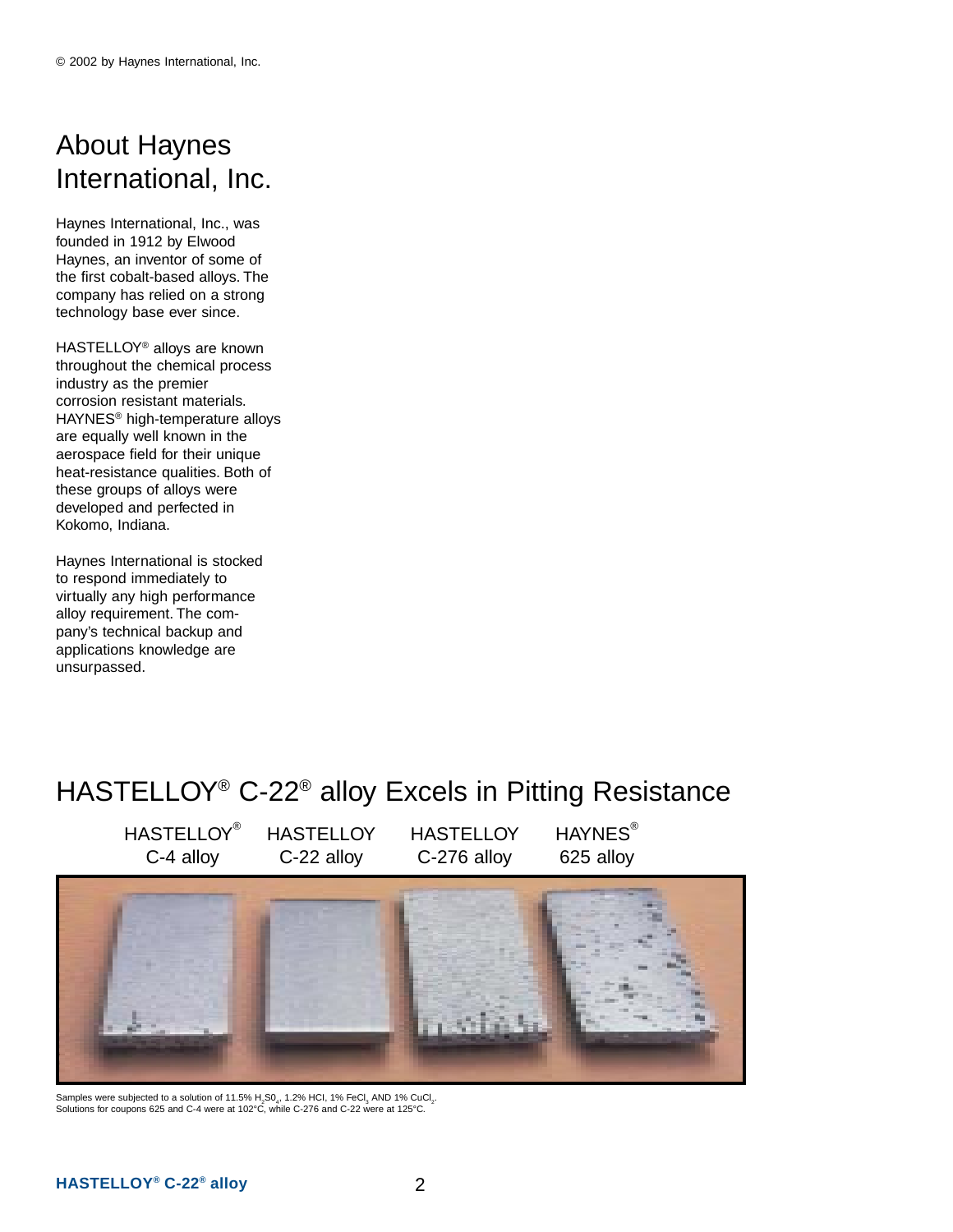© 2002 by Haynes International, Inc.

## About Haynes International, Inc.

Haynes International, Inc., was founded in 1912 by Elwood Haynes, an inventor of some of the first cobalt-based alloys. The company has relied on a strong technology base ever since.

HASTELLOY® alloys are known throughout the chemical process industry as the premier corrosion resistant materials. HAYNES® high-temperature alloys are equally well known in the aerospace field for their unique heat-resistance qualities. Both of these groups of alloys were developed and perfected in Kokomo, Indiana.

Haynes International is stocked to respond immediately to virtually any high performance alloy requirement. The company's technical backup and applications knowledge are unsurpassed.

## HASTELLOY® C-22® alloy Excels in Pitting Resistance

HASTELLOY® C-4 alloy | HASTELLOY C-22 alloy | HASTELLOY C-276 alloy | HAYNES® 625 alloy

Samples were subjected to a solution of 11.5% $H_2SO_4$, 1.2% HCl, 1% $FeCl_3$ AND 1% $CuCl_2$. Solutions for coupons 625 and C-4 were at 102°C, while C-276 and C-22 were at 125°C.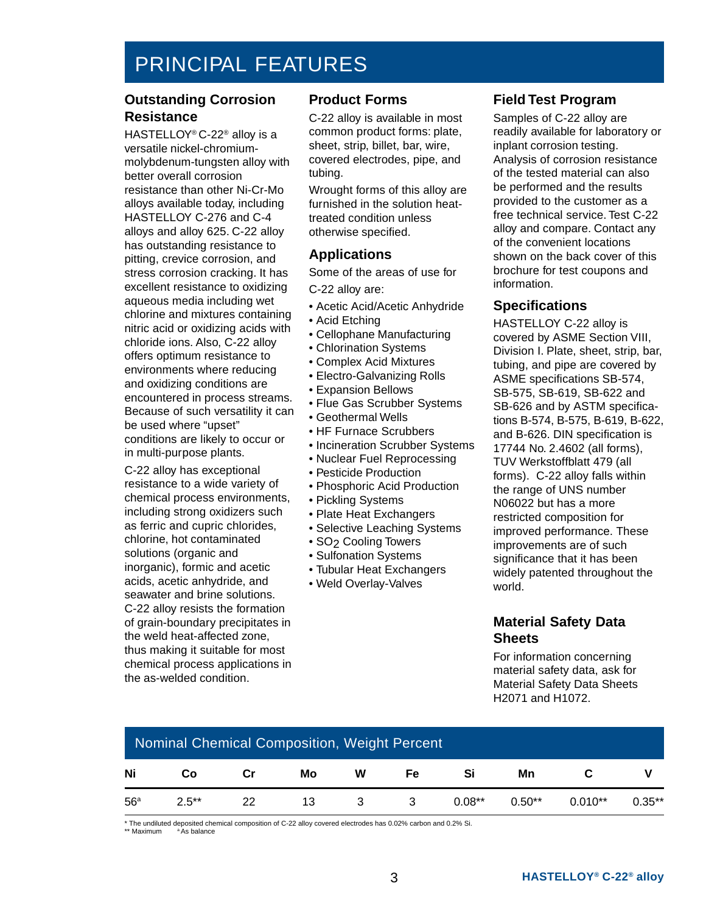# PRINCIPAL FEATURES

## Outstanding Corrosion Resistance

HASTELLOY® C-22® alloy is a versatile nickel-chromium-molybdenum-tungsten alloy with better overall corrosion resistance than other Ni-Cr-Mo alloys available today, including HASTELLOY C-276 and C-4 alloys and alloy 625. C-22 alloy has outstanding resistance to pitting, crevice corrosion, and stress corrosion cracking. It has excellent resistance to oxidizing aqueous media including wet chlorine and mixtures containing nitric acid or oxidizing acids with chloride ions. Also, C-22 alloy offers optimum resistance to environments where reducing and oxidizing conditions are encountered in process streams. Because of such versatility it can be used where "upset" conditions are likely to occur or in multi-purpose plants.

C-22 alloy has exceptional resistance to a wide variety of chemical process environments, including strong oxidizers such as ferric and cupric chlorides, chlorine, hot contaminated solutions (organic and inorganic), formic and acetic acids, acetic anhydride, and seawater and brine solutions. C-22 alloy resists the formation of grain-boundary precipitates in the weld heat-affected zone, thus making it suitable for most chemical process applications in the as-welded condition.

## Product Forms

C-22 alloy is available in most common product forms: plate, sheet, strip, billet, bar, wire, covered electrodes, pipe, and tubing.

Wrought forms of this alloy are furnished in the solution heat-treated condition unless otherwise specified.

## Applications

Some of the areas of use for C-22 alloy are:

- Acetic Acid/Acetic Anhydride
- Acid Etching
- Cellophane Manufacturing
- Chlorination Systems
- Complex Acid Mixtures
- Electro-Galvanizing Rolls
- Expansion Bellows
- Flue Gas Scrubber Systems
- Geothermal Wells
- HF Furnace Scrubbers
- Incineration Scrubber Systems
- Nuclear Fuel Reprocessing
- Pesticide Production
- Phosphoric Acid Production
- Pickling Systems
- Plate Heat Exchangers
- Selective Leaching Systems
- $SO_2$ Cooling Towers
- Sulfonation Systems
- Tubular Heat Exchangers
- Weld Overlay-Valves

## Field Test Program

Samples of C-22 alloy are readily available for laboratory or inplant corrosion testing. Analysis of corrosion resistance of the tested material can also be performed and the results provided to the customer as a free technical service. Test C-22 alloy and compare. Contact any of the convenient locations shown on the back cover of this brochure for test coupons and information.

## Specifications

HASTELLOY C-22 alloy is covered by ASME Section VIII, Division I. Plate, sheet, strip, bar, tubing, and pipe are covered by ASME specifications SB-574, SB-575, SB-619, SB-622 and SB-626 and by ASTM specifications B-574, B-575, B-619, B-622, and B-626. DIN specification is 17744 No. 2.4602 (all forms), TUV Werkstoffblatt 479 (all forms). C-22 alloy falls within the range of UNS number N06022 but has a more restricted composition for improved performance. These improvements are of such significance that it has been widely patented throughout the world.

## Material Safety Data Sheets

For information concerning material safety data, ask for Material Safety Data Sheets H2071 and H1072.

## Nominal Chemical Composition, Weight Percent

| Ni | Co | Cr | Mo | W | Fe | Si | Mn | C | V |
|---|---|---|---|---|---|---|---|---|---|
| 56[a] | 2.5** | 22 | 13 | 3 | 3 | 0.08** | 0.50** | 0.010** | 0.35** |

* The undiluted deposited chemical composition of C-22 alloy covered electrodes has 0.02% carbon and 0.2% Si.
** Maximum [a] As balance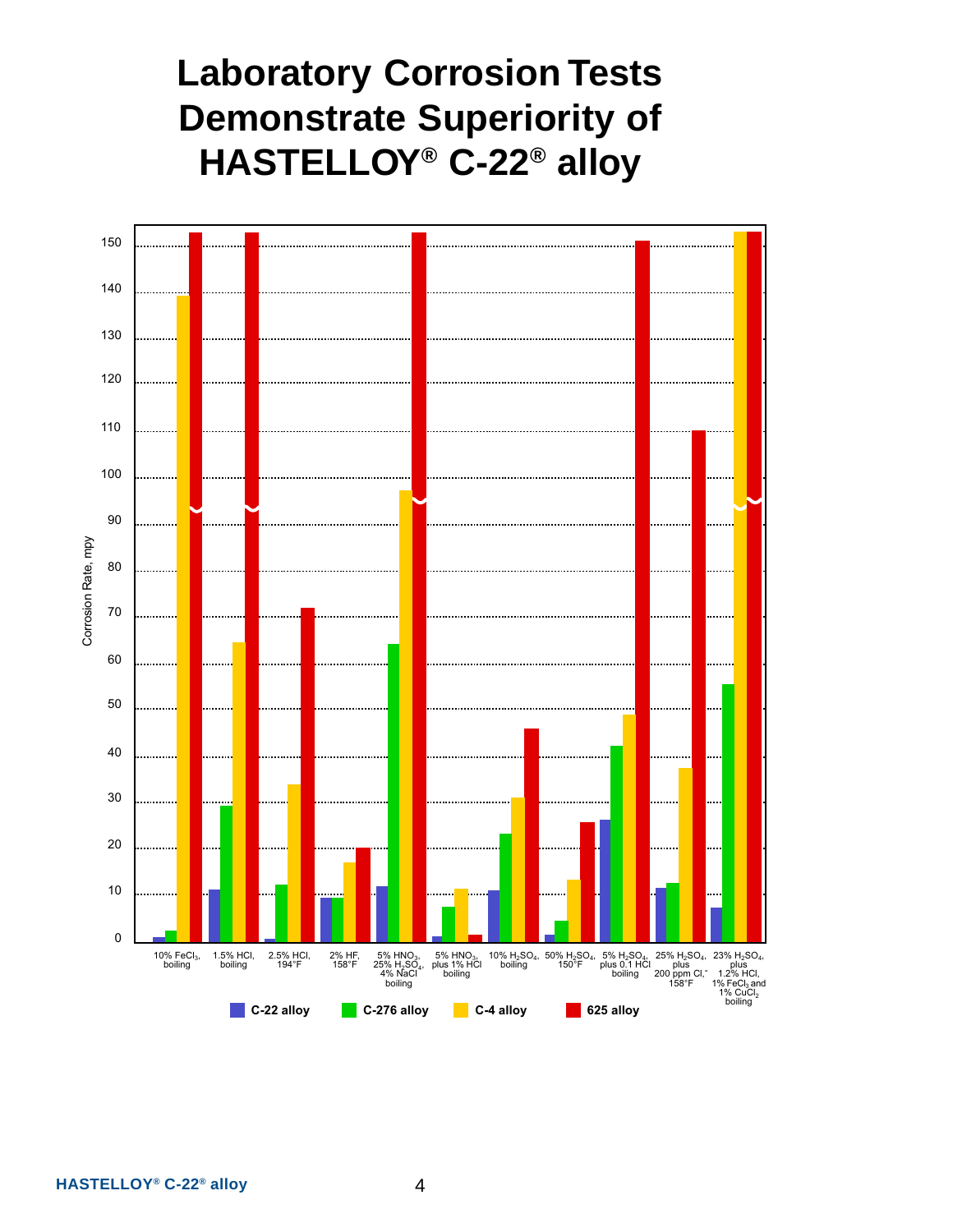# Laboratory Corrosion Tests Demonstrate Superiority of HASTELLOY® C-22® alloy

Corrosion Rate, mpy

150
140
130
120
110
100
90
80
70
60
50
40
30
20
10
0

10% $FeCl_3$, boiling

1.5% HCl, boiling

2.5% HCl, 194°F

2% HF, 158°F

5% $HNO_3$, 25% $H_2SO_4$, 4% NaCl boiling

5% $HNO_3$, plus 1% HCl boiling

10% $H_2SO_4$, boiling

50% $H_2SO_4$, 150°F

5% $H_2SO_4$, plus 0.1 HCl boiling

25% $H_2SO_4$, plus 200 ppm $Cl^-$, 158°F

23% $H_2SO_4$, plus 1.2% HCl, 1% $FeCl_3$ and 1% $CuCl_2$ boiling

**C-22 alloy** **C-276 alloy** **C-4 alloy** **625 alloy**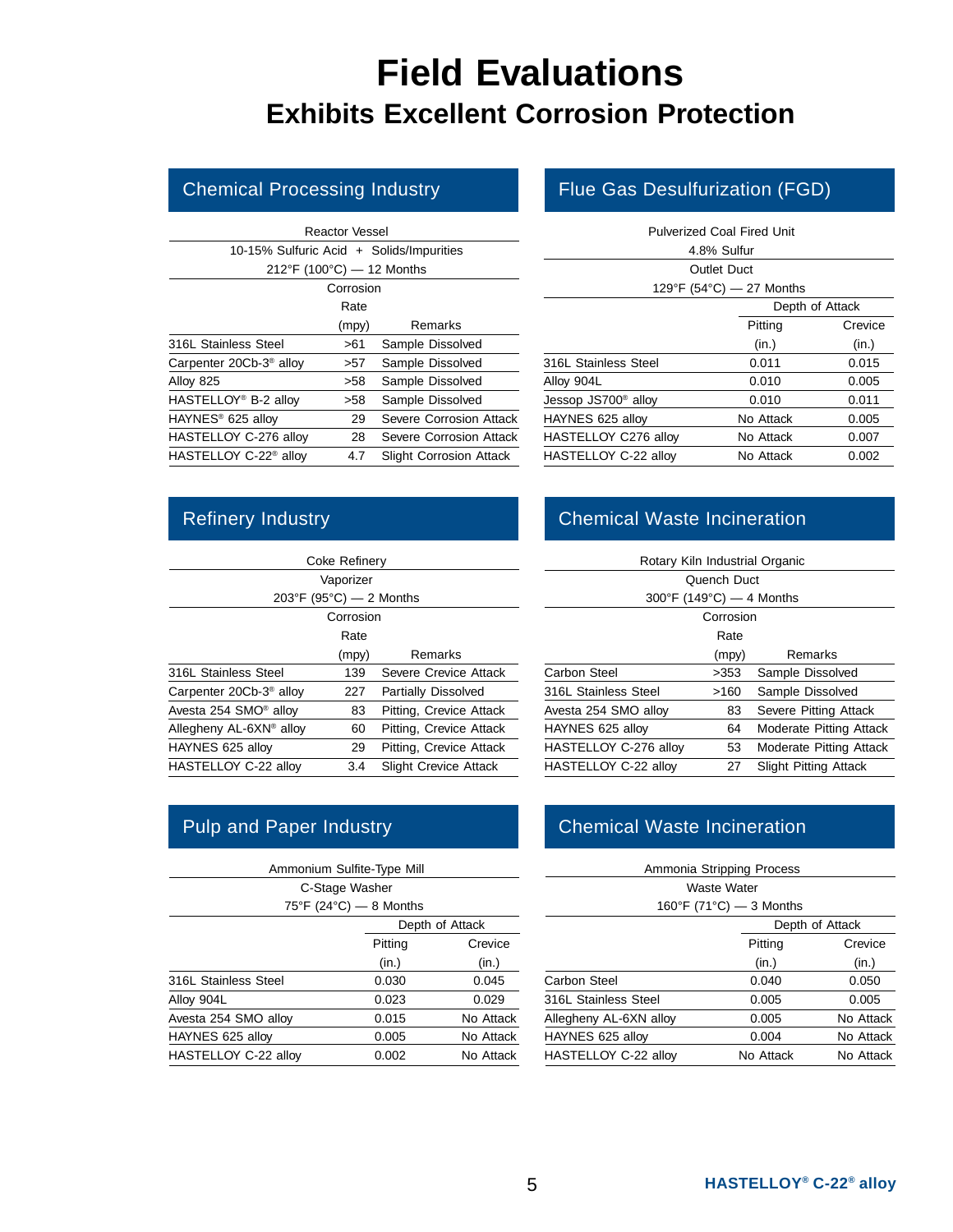# Field Evaluations

## Exhibits Excellent Corrosion Protection

### Chemical Processing Industry

Reactor Vessel
10-15% Sulfuric Acid + Solids/Impurities
212°F (100°C) — 12 Months

| | Corrosion Rate (mpy) | Remarks |
|---|---|---|
| 316L Stainless Steel | >61 | Sample Dissolved |
| Carpenter 20Cb-3® alloy | >57 | Sample Dissolved |
| Alloy 825 | >58 | Sample Dissolved |
| HASTELLOY® B-2 alloy | >58 | Sample Dissolved |
| HAYNES® 625 alloy | 29 | Severe Corrosion Attack |
| HASTELLOY C-276 alloy | 28 | Severe Corrosion Attack |
| HASTELLOY C-22® alloy | 4.7 | Slight Corrosion Attack |

### Flue Gas Desulfurization (FGD)

Pulverized Coal Fired Unit
4.8% Sulfur
Outlet Duct
129°F (54°C) — 27 Months

| | Depth of Attack | |
|---|---|---|
| | Pitting (in.) | Crevice (in.) |
| 316L Stainless Steel | 0.011 | 0.015 |
| Alloy 904L | 0.010 | 0.005 |
| Jessop JS700® alloy | 0.010 | 0.011 |
| HAYNES 625 alloy | No Attack | 0.005 |
| HASTELLOY C276 alloy | No Attack | 0.007 |
| HASTELLOY C-22 alloy | No Attack | 0.002 |

### Refinery Industry

Coke Refinery
Vaporizer
203°F (95°C) — 2 Months

| | Corrosion Rate (mpy) | Remarks |
|---|---|---|
| 316L Stainless Steel | 139 | Severe Crevice Attack |
| Carpenter 20Cb-3® alloy | 227 | Partially Dissolved |
| Avesta 254 SMO® alloy | 83 | Pitting, Crevice Attack |
| Allegheny AL-6XN® alloy | 60 | Pitting, Crevice Attack |
| HAYNES 625 alloy | 29 | Pitting, Crevice Attack |
| HASTELLOY C-22 alloy | 3.4 | Slight Crevice Attack |

### Chemical Waste Incineration

Rotary Kiln Industrial Organic
Quench Duct
300°F (149°C) — 4 Months

| | Corrosion Rate (mpy) | Remarks |
|---|---|---|
| Carbon Steel | >353 | Sample Dissolved |
| 316L Stainless Steel | >160 | Sample Dissolved |
| Avesta 254 SMO alloy | 83 | Severe Pitting Attack |
| HAYNES 625 alloy | 64 | Moderate Pitting Attack |
| HASTELLOY C-276 alloy | 53 | Moderate Pitting Attack |
| HASTELLOY C-22 alloy | 27 | Slight Pitting Attack |

### Pulp and Paper Industry

Ammonium Sulfite-Type Mill
C-Stage Washer
75°F (24°C) — 8 Months

| | Depth of Attack | |
|---|---|---|
| | Pitting (in.) | Crevice (in.) |
| 316L Stainless Steel | 0.030 | 0.045 |
| Alloy 904L | 0.023 | 0.029 |
| Avesta 254 SMO alloy | 0.015 | No Attack |
| HAYNES 625 alloy | 0.005 | No Attack |
| HASTELLOY C-22 alloy | 0.002 | No Attack |

### Chemical Waste Incineration

Ammonia Stripping Process
Waste Water
160°F (71°C) — 3 Months

| | Depth of Attack | |
|---|---|---|
| | Pitting (in.) | Crevice (in.) |
| Carbon Steel | 0.040 | 0.050 |
| 316L Stainless Steel | 0.005 | 0.005 |
| Allegheny AL-6XN alloy | 0.005 | No Attack |
| HAYNES 625 alloy | 0.004 | No Attack |
| HASTELLOY C-22 alloy | No Attack | No Attack |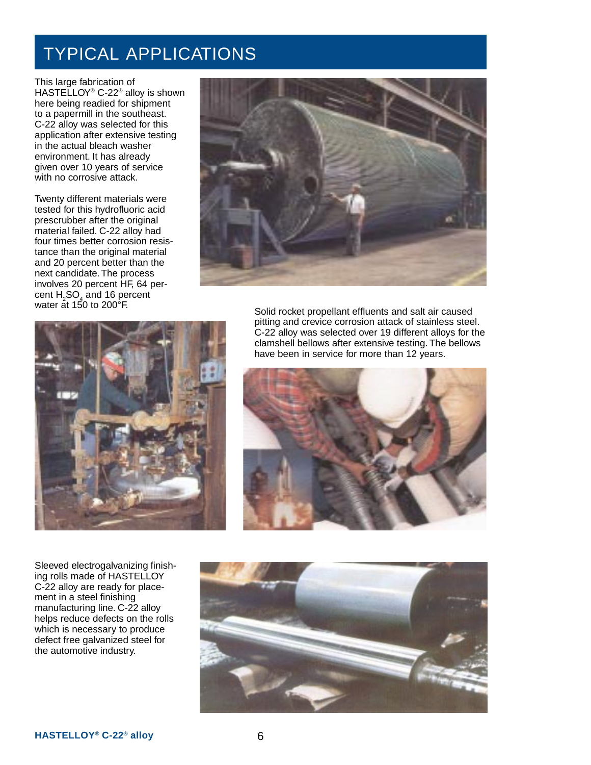# TYPICAL APPLICATIONS

This large fabrication of HASTELLOY® C-22® alloy is shown here being readied for shipment to a papermill in the southeast. C-22 alloy was selected for this application after extensive testing in the actual bleach washer environment. It has already given over 10 years of service with no corrosive attack.

Twenty different materials were tested for this hydrofluoric acid prescrubber after the original material failed. C-22 alloy had four times better corrosion resistance than the original material and 20 percent better than the next candidate. The process involves 20 percent HF, 64 percent $H_2SO_4$ and 16 percent water at 150 to 200°F.

Solid rocket propellant effluents and salt air caused pitting and crevice corrosion attack of stainless steel. C-22 alloy was selected over 19 different alloys for the clamshell bellows after extensive testing. The bellows have been in service for more than 12 years.

Sleeved electrogalvanizing finishing rolls made of HASTELLOY C-22 alloy are ready for placement in a steel finishing manufacturing line. C-22 alloy helps reduce defects on the rolls which is necessary to produce defect free galvanized steel for the automotive industry.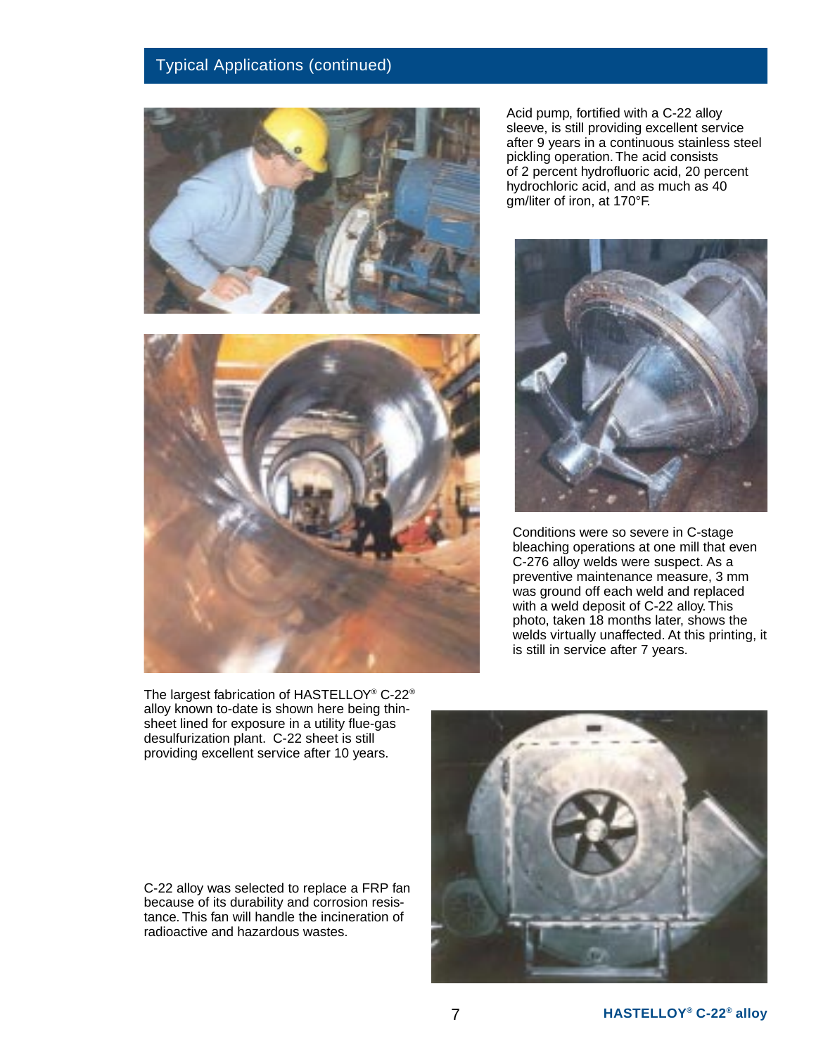## Typical Applications (continued)

Acid pump, fortified with a C-22 alloy sleeve, is still providing excellent service after 9 years in a continuous stainless steel pickling operation. The acid consists of 2 percent hydrofluoric acid, 20 percent hydrochloric acid, and as much as 40 gm/liter of iron, at 170°F.

The largest fabrication of HASTELLOY® C-22® alloy known to-date is shown here being thin-sheet lined for exposure in a utility flue-gas desulfurization plant. C-22 sheet is still providing excellent service after 10 years.

Conditions were so severe in C-stage bleaching operations at one mill that even C-276 alloy welds were suspect. As a preventive maintenance measure, 3 mm was ground off each weld and replaced with a weld deposit of C-22 alloy. This photo, taken 18 months later, shows the welds virtually unaffected. At this printing, it is still in service after 7 years.

C-22 alloy was selected to replace a FRP fan because of its durability and corrosion resistance. This fan will handle the incineration of radioactive and hazardous wastes.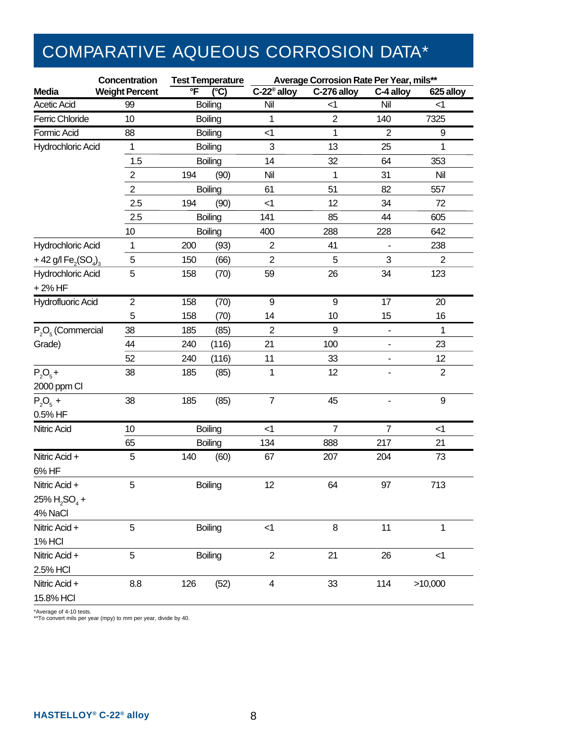# COMPARATIVE AQUEOUS CORROSION DATA*

| Media | Concentration Weight Percent | Test Temperature °F | (°C) | Average Corrosion Rate Per Year, mils** C-22® alloy | C-276 alloy | C-4 alloy | 625 alloy |
|---|---|---|---|---|---|---|---|
| Acetic Acid | 99 | Boiling | | Nil | <1 | Nil | <1 |
| Ferric Chloride | 10 | Boiling | | 1 | 2 | 140 | 7325 |
| Formic Acid | 88 | Boiling | | <1 | 1 | 2 | 9 |
| Hydrochloric Acid | 1 | Boiling | | 3 | 13 | 25 | 1 |
| | 1.5 | Boiling | | 14 | 32 | 64 | 353 |
| | 2 | 194 | (90) | Nil | 1 | 31 | Nil |
| | 2 | Boiling | | 61 | 51 | 82 | 557 |
| | 2.5 | 194 | (90) | <1 | 12 | 34 | 72 |
| | 2.5 | Boiling | | 141 | 85 | 44 | 605 |
| | 10 | Boiling | | 400 | 288 | 228 | 642 |
| Hydrochloric Acid + 42 g/l $Fe_2(SO_4)_3$ | 1 | 200 | (93) | 2 | 41 | - | 238 |
| | 5 | 150 | (66) | 2 | 5 | 3 | 2 |
| Hydrochloric Acid + 2% HF | 5 | 158 | (70) | 59 | 26 | 34 | 123 |
| Hydrofluoric Acid | 2 | 158 | (70) | 9 | 9 | 17 | 20 |
| | 5 | 158 | (70) | 14 | 10 | 15 | 16 |
| $P_2O_5$ (Commercial Grade) | 38 | 185 | (85) | 2 | 9 | - | 1 |
| | 44 | 240 | (116) | 21 | 100 | - | 23 |
| | 52 | 240 | (116) | 11 | 33 | - | 12 |
| $P_2O_5$ + 2000 ppm Cl | 38 | 185 | (85) | 1 | 12 | - | 2 |
| $P_2O_5$ + 0.5% HF | 38 | 185 | (85) | 7 | 45 | - | 9 |
| Nitric Acid | 10 | Boiling | | <1 | 7 | 7 | <1 |
| | 65 | Boiling | | 134 | 888 | 217 | 21 |
| Nitric Acid + 6% HF | 5 | 140 | (60) | 67 | 207 | 204 | 73 |
| Nitric Acid + 25% $H_2SO_4$ + 4% NaCl | 5 | Boiling | | 12 | 64 | 97 | 713 |
| Nitric Acid + 1% HCl | 5 | Boiling | | <1 | 8 | 11 | 1 |
| Nitric Acid + 2.5% HCl | 5 | Boiling | | 2 | 21 | 26 | <1 |
| Nitric Acid + 15.8% HCl | 8.8 | 126 | (52) | 4 | 33 | 114 | >10,000 |

*Average of 4-10 tests.
**To convert mils per year (mpy) to mm per year, divide by 40.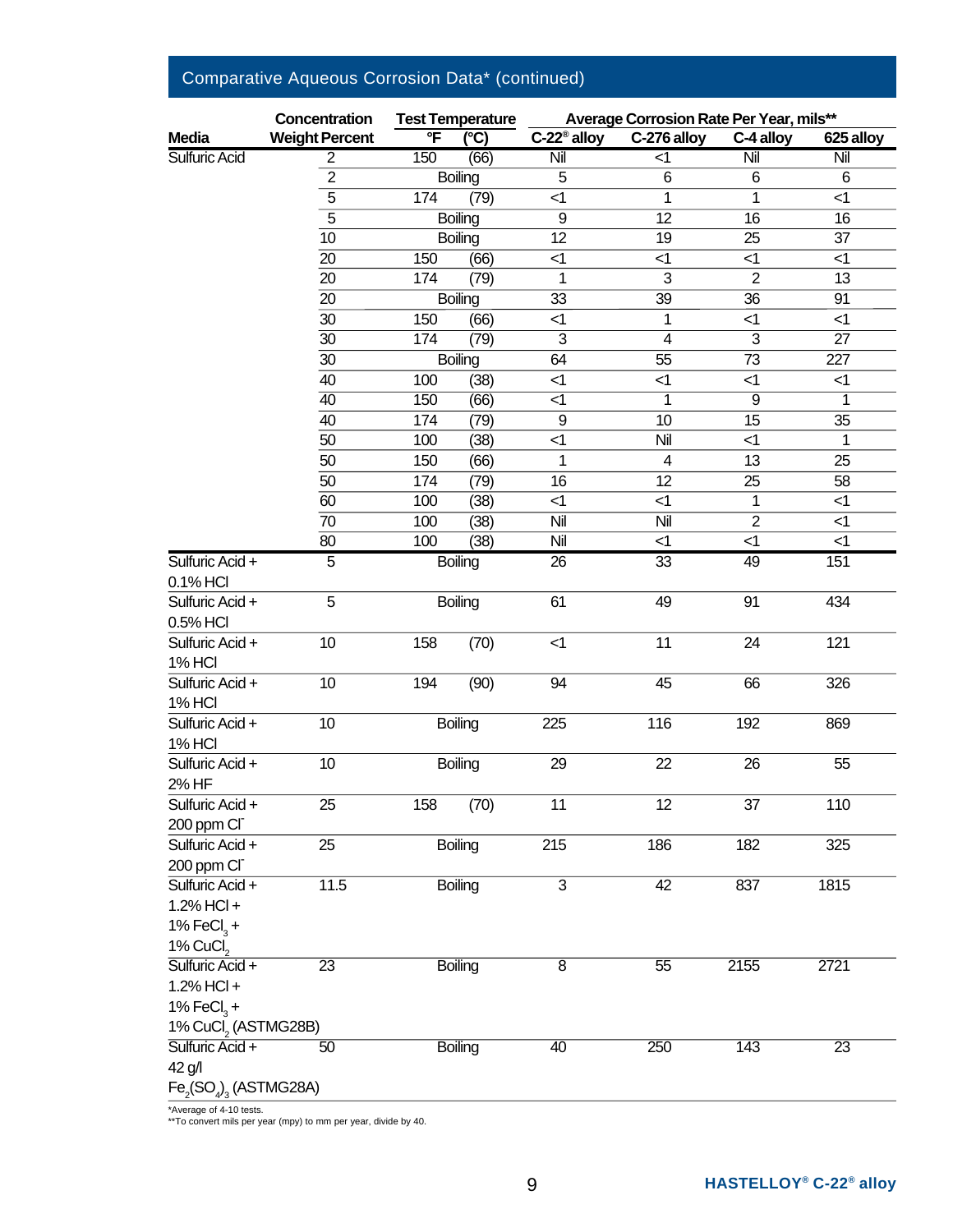## Comparative Aqueous Corrosion Data* (continued)

| Media | Concentration Weight Percent | Test Temperature °F | (°C) | Average Corrosion Rate Per Year, mils** C-22® alloy | C-276 alloy | C-4 alloy | 625 alloy |
|---|---|---|---|---|---|---|---|
| Sulfuric Acid | 2 | 150 | (66) | Nil | <1 | Nil | Nil |
| | 2 | Boiling | | 5 | 6 | 6 | 6 |
| | 5 | 174 | (79) | <1 | 1 | 1 | <1 |
| | 5 | Boiling | | 9 | 12 | 16 | 16 |
| | 10 | Boiling | | 12 | 19 | 25 | 37 |
| | 20 | 150 | (66) | <1 | <1 | <1 | <1 |
| | 20 | 174 | (79) | 1 | 3 | 2 | 13 |
| | 20 | Boiling | | 33 | 39 | 36 | 91 |
| | 30 | 150 | (66) | <1 | 1 | <1 | <1 |
| | 30 | 174 | (79) | 3 | 4 | 3 | 27 |
| | 30 | Boiling | | 64 | 55 | 73 | 227 |
| | 40 | 100 | (38) | <1 | <1 | <1 | <1 |
| | 40 | 150 | (66) | <1 | 1 | 9 | 1 |
| | 40 | 174 | (79) | 9 | 10 | 15 | 35 |
| | 50 | 100 | (38) | <1 | Nil | <1 | 1 |
| | 50 | 150 | (66) | 1 | 4 | 13 | 25 |
| | 50 | 174 | (79) | 16 | 12 | 25 | 58 |
| | 60 | 100 | (38) | <1 | <1 | 1 | <1 |
| | 70 | 100 | (38) | Nil | Nil | 2 | <1 |
| | 80 | 100 | (38) | Nil | <1 | <1 | <1 |
| Sulfuric Acid + 0.1% HCl | 5 | Boiling | | 26 | 33 | 49 | 151 |
| Sulfuric Acid + 0.5% HCl | 5 | Boiling | | 61 | 49 | 91 | 434 |
| Sulfuric Acid + 1% HCl | 10 | 158 | (70) | <1 | 11 | 24 | 121 |
| Sulfuric Acid + 1% HCl | 10 | 194 | (90) | 94 | 45 | 66 | 326 |
| Sulfuric Acid + 1% HCl | 10 | Boiling | | 225 | 116 | 192 | 869 |
| Sulfuric Acid + 2% HF | 10 | Boiling | | 29 | 22 | 26 | 55 |
| Sulfuric Acid + 200 ppm $Cl^-$ | 25 | 158 | (70) | 11 | 12 | 37 | 110 |
| Sulfuric Acid + 200 ppm $Cl^-$ | 25 | Boiling | | 215 | 186 | 182 | 325 |
| Sulfuric Acid + 1.2% HCl + 1% $FeCl_3$ + 1% $CuCl_2$ | 11.5 | Boiling | | 3 | 42 | 837 | 1815 |
| Sulfuric Acid + 1.2% HCl + 1% $FeCl_3$ + 1% $CuCl_2$ (ASTMG28B) | 23 | Boiling | | 8 | 55 | 2155 | 2721 |
| Sulfuric Acid + 42 g/l $Fe_2(SO_4)_3$ (ASTMG28A) | 50 | Boiling | | 40 | 250 | 143 | 23 |

*Average of 4-10 tests.
**To convert mils per year (mpy) to mm per year, divide by 40.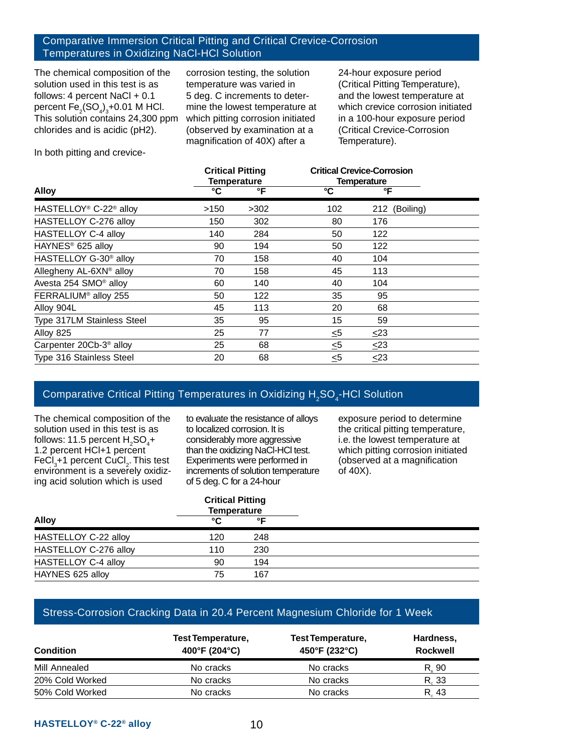## Comparative Immersion Critical Pitting and Critical Crevice-Corrosion Temperatures in Oxidizing NaCl-HCl Solution

The chemical composition of the solution used in this test is as follows: 4 percent NaCl + 0.1 percent $Fe_2(SO_4)_3$+0.01 M HCl. This solution contains 24,300 ppm chlorides and is acidic (pH2).

In both pitting and crevice-corrosion testing, the solution temperature was varied in 5 deg. C increments to determine the lowest temperature at which pitting corrosion initiated (observed by examination at a magnification of 40X) after a 24-hour exposure period (Critical Pitting Temperature), and the lowest temperature at which crevice corrosion initiated in a 100-hour exposure period (Critical Crevice-Corrosion Temperature).

| Alloy | Critical Pitting Temperature | | Critical Crevice-Corrosion Temperature | |
|---|---|---|---|---|
| | °C | °F | °C | °F |
| HASTELLOY® C-22® alloy | >150 | >302 | 102 | 212 (Boiling) |
| HASTELLOY C-276 alloy | 150 | 302 | 80 | 176 |
| HASTELLOY C-4 alloy | 140 | 284 | 50 | 122 |
| HAYNES® 625 alloy | 90 | 194 | 50 | 122 |
| HASTELLOY G-30® alloy | 70 | 158 | 40 | 104 |
| Allegheny AL-6XN® alloy | 70 | 158 | 45 | 113 |
| Avesta 254 SMO® alloy | 60 | 140 | 40 | 104 |
| FERRALIUM® alloy 255 | 50 | 122 | 35 | 95 |
| Alloy 904L | 45 | 113 | 20 | 68 |
| Type 317LM Stainless Steel | 35 | 95 | 15 | 59 |
| Alloy 825 | 25 | 77 | ≤5 | ≤23 |
| Carpenter 20Cb-3® alloy | 25 | 68 | ≤5 | ≤23 |
| Type 316 Stainless Steel | 20 | 68 | ≤5 | ≤23 |

## Comparative Critical Pitting Temperatures in Oxidizing $H_2SO_4$-HCl Solution

The chemical composition of the solution used in this test is as follows: 11.5 percent $H_2SO_4$+ 1.2 percent HCl+1 percent $FeCl_3$+1 percent $CuCl_2$. This test environment is a severely oxidizing acid solution which is used to evaluate the resistance of alloys to localized corrosion. It is considerably more aggressive than the oxidizing NaCl-HCl test. Experiments were performed in increments of solution temperature of 5 deg. C for a 24-hour exposure period to determine the critical pitting temperature, i.e. the lowest temperature at which pitting corrosion initiated (observed at a magnification of 40X).

| Alloy | Critical Pitting Temperature | |
|---|---|---|
| | °C | °F |
| HASTELLOY C-22 alloy | 120 | 248 |
| HASTELLOY C-276 alloy | 110 | 230 |
| HASTELLOY C-4 alloy | 90 | 194 |
| HAYNES 625 alloy | 75 | 167 |

## Stress-Corrosion Cracking Data in 20.4 Percent Magnesium Chloride for 1 Week

| Condition | Test Temperature, 400°F (204°C) | Test Temperature, 450°F (232°C) | Hardness, Rockwell |
|---|---|---|---|
| Mill Annealed | No cracks | No cracks | $R_B$ 90 |
| 20% Cold Worked | No cracks | No cracks | $R_C$ 33 |
| 50% Cold Worked | No cracks | No cracks | $R_C$ 43 |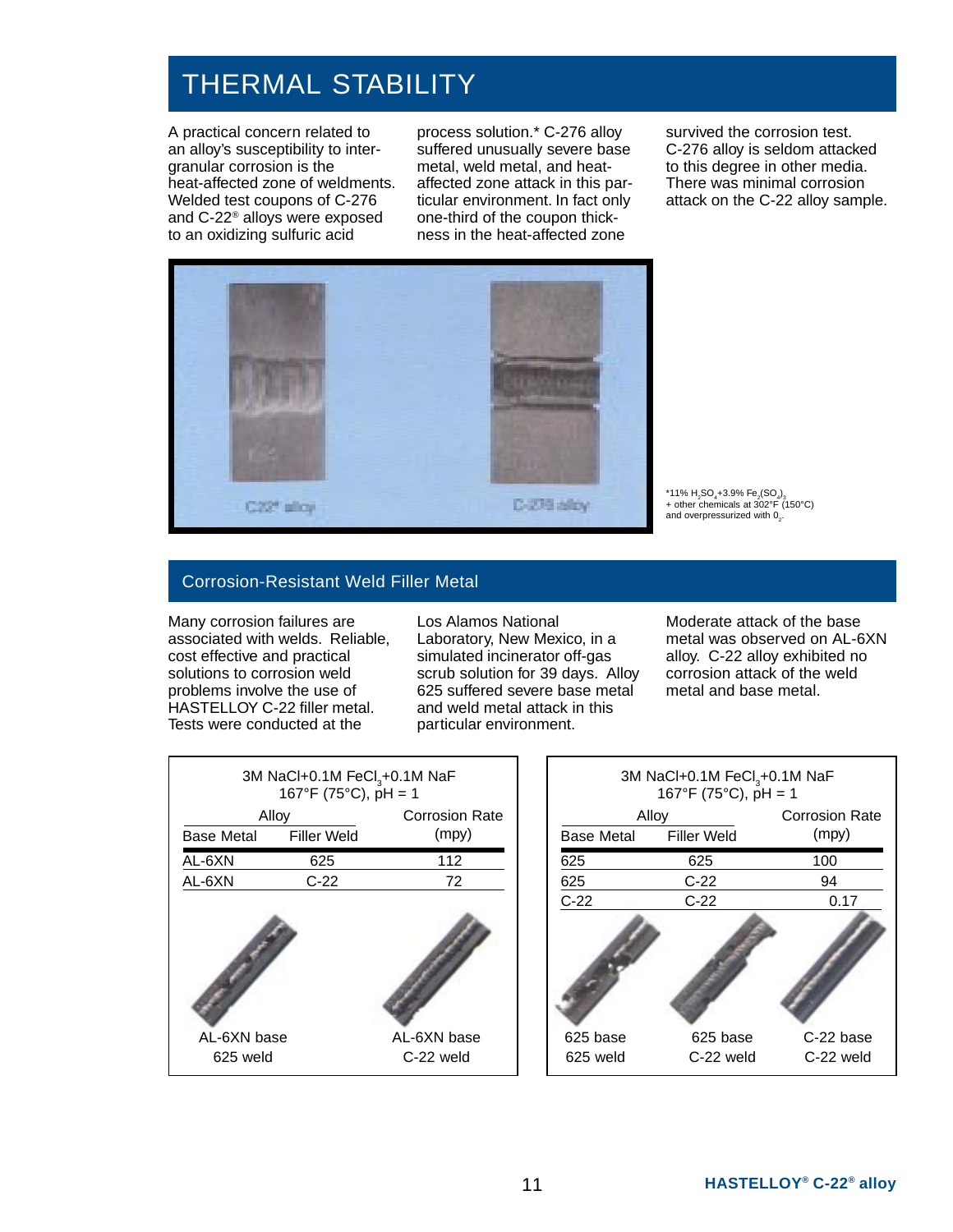# THERMAL STABILITY

A practical concern related to an alloy's susceptibility to intergranular corrosion is the heat-affected zone of weldments. Welded test coupons of C-276 and C-22® alloys were exposed to an oxidizing sulfuric acid process solution.* C-276 alloy suffered unusually severe base metal, weld metal, and heat-affected zone attack in this particular environment. In fact only one-third of the coupon thickness in the heat-affected zone survived the corrosion test. C-276 alloy is seldom attacked to this degree in other media. There was minimal corrosion attack on the C-22 alloy sample.

C22® alloy    C-276 alloy

*11% $H_2SO_4$+3.9% $Fe_2(SO_4)_3$ + other chemicals at 302°F (150°C) and overpressurized with $O_2$.

## Corrosion-Resistant Weld Filler Metal

Many corrosion failures are associated with welds. Reliable, cost effective and practical solutions to corrosion weld problems involve the use of HASTELLOY C-22 filler metal. Tests were conducted at the Los Alamos National Laboratory, New Mexico, in a simulated incinerator off-gas scrub solution for 39 days. Alloy 625 suffered severe base metal and weld metal attack in this particular environment. Moderate attack of the base metal was observed on AL-6XN alloy. C-22 alloy exhibited no corrosion attack of the weld metal and base metal.

3M NaCl+0.1M $FeCl_3$+0.1M NaF
167°F (75°C), pH = 1

| Alloy | | Corrosion Rate |
|---|---|---|
| Base Metal | Filler Weld | (mpy) |
| AL-6XN | 625 | 112 |
| AL-6XN | C-22 | 72 |

AL-6XN base 625 weld    AL-6XN base C-22 weld

3M NaCl+0.1M $FeCl_3$+0.1M NaF
167°F (75°C), pH = 1

| Alloy | | Corrosion Rate |
|---|---|---|
| Base Metal | Filler Weld | (mpy) |
| 625 | 625 | 100 |
| 625 | C-22 | 94 |
| C-22 | C-22 | 0.17 |

625 base 625 weld    625 base C-22 weld    C-22 base C-22 weld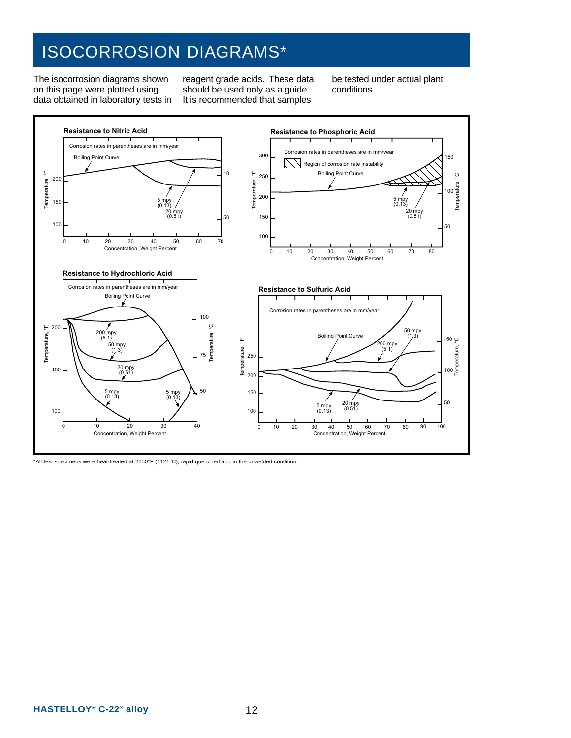# ISOCORROSION DIAGRAMS*

The isocorrosion diagrams shown on this page were plotted using data obtained in laboratory tests in reagent grade acids. These data should be used only as a guide. It is recommended that samples be tested under actual plant conditions.

**Resistance to Nitric Acid**

Corrosion rates in parentheses are in mm/year

Boiling Point Curve

5 mpy (0.13)

20 mpy (0.51)

Temperature, °F — Concentration, Weight Percent

**Resistance to Phosphoric Acid**

Corrosion rates in parentheses are in mm/year

Region of corrosion rate instability

Boiling Point Curve

5 mpy (0.13)

20 mpy (0.51)

Temperature, °F — Temperature, °C — Concentration, Weight Percent

**Resistance to Hydrochloric Acid**

Corrosion rates in parentheses are in mm/year

Boiling Point Curve

200 mpy (5.1)

50 mpy (1.3)

20 mpy (0.51)

5 mpy (0.13)

5 mpy (0.13)

Temperature, °F — Temperature, °C — Concentration, Weight Percent

**Resistance to Sulfuric Acid**

Corrosion rates in parentheses are in mm/year

Boiling Point Curve

50 mpy (1.3)

200 mpy (5.1)

5 mpy (0.13)

20 mpy (0.51)

Temperature, °F — Temperature, °C — Concentration, Weight Percent

*All test specimens were heat-treated at 2050°F (1121°C), rapid quenched and in the unwelded condition.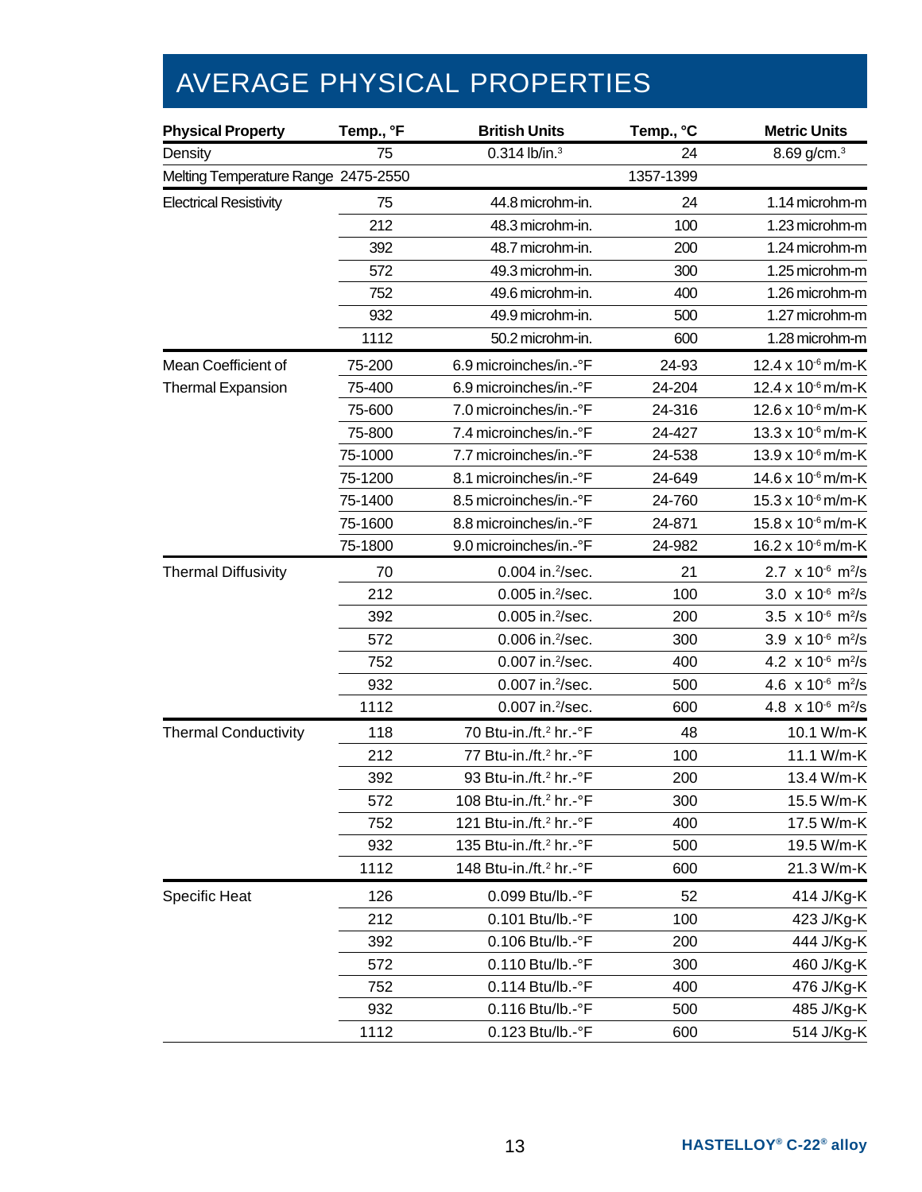# AVERAGE PHYSICAL PROPERTIES

| Physical Property | Temp., °F | British Units | Temp., °C | Metric Units |
|---|---|---|---|---|
| Density | 75 | 0.314 lb/in.$^3$ | 24 | 8.69 g/cm.$^3$ |
| Melting Temperature Range | 2475-2550 | | 1357-1399 | |
| Electrical Resistivity | 75 | 44.8 microhm-in. | 24 | 1.14 microhm-m |
| | 212 | 48.3 microhm-in. | 100 | 1.23 microhm-m |
| | 392 | 48.7 microhm-in. | 200 | 1.24 microhm-m |
| | 572 | 49.3 microhm-in. | 300 | 1.25 microhm-m |
| | 752 | 49.6 microhm-in. | 400 | 1.26 microhm-m |
| | 932 | 49.9 microhm-in. | 500 | 1.27 microhm-m |
| | 1112 | 50.2 microhm-in. | 600 | 1.28 microhm-m |
| Mean Coefficient of Thermal Expansion | 75-200 | 6.9 microinches/in.-°F | 24-93 | 12.4 x $10^{-6}$ m/m-K |
| | 75-400 | 6.9 microinches/in.-°F | 24-204 | 12.4 x $10^{-6}$ m/m-K |
| | 75-600 | 7.0 microinches/in.-°F | 24-316 | 12.6 x $10^{-6}$ m/m-K |
| | 75-800 | 7.4 microinches/in.-°F | 24-427 | 13.3 x $10^{-6}$ m/m-K |
| | 75-1000 | 7.7 microinches/in.-°F | 24-538 | 13.9 x $10^{-6}$ m/m-K |
| | 75-1200 | 8.1 microinches/in.-°F | 24-649 | 14.6 x $10^{-6}$ m/m-K |
| | 75-1400 | 8.5 microinches/in.-°F | 24-760 | 15.3 x $10^{-6}$ m/m-K |
| | 75-1600 | 8.8 microinches/in.-°F | 24-871 | 15.8 x $10^{-6}$ m/m-K |
| | 75-1800 | 9.0 microinches/in.-°F | 24-982 | 16.2 x $10^{-6}$ m/m-K |
| Thermal Diffusivity | 70 | 0.004 in.$^2$/sec. | 21 | 2.7 x $10^{-6}$ m$^2$/s |
| | 212 | 0.005 in.$^2$/sec. | 100 | 3.0 x $10^{-6}$ m$^2$/s |
| | 392 | 0.005 in.$^2$/sec. | 200 | 3.5 x $10^{-6}$ m$^2$/s |
| | 572 | 0.006 in.$^2$/sec. | 300 | 3.9 x $10^{-6}$ m$^2$/s |
| | 752 | 0.007 in.$^2$/sec. | 400 | 4.2 x $10^{-6}$ m$^2$/s |
| | 932 | 0.007 in.$^2$/sec. | 500 | 4.6 x $10^{-6}$ m$^2$/s |
| | 1112 | 0.007 in.$^2$/sec. | 600 | 4.8 x $10^{-6}$ m$^2$/s |
| Thermal Conductivity | 118 | 70 Btu-in./ft.$^2$ hr.-°F | 48 | 10.1 W/m-K |
| | 212 | 77 Btu-in./ft.$^2$ hr.-°F | 100 | 11.1 W/m-K |
| | 392 | 93 Btu-in./ft.$^2$ hr.-°F | 200 | 13.4 W/m-K |
| | 572 | 108 Btu-in./ft.$^2$ hr.-°F | 300 | 15.5 W/m-K |
| | 752 | 121 Btu-in./ft.$^2$ hr.-°F | 400 | 17.5 W/m-K |
| | 932 | 135 Btu-in./ft.$^2$ hr.-°F | 500 | 19.5 W/m-K |
| | 1112 | 148 Btu-in./ft.$^2$ hr.-°F | 600 | 21.3 W/m-K |
| Specific Heat | 126 | 0.099 Btu/lb.-°F | 52 | 414 J/Kg-K |
| | 212 | 0.101 Btu/lb.-°F | 100 | 423 J/Kg-K |
| | 392 | 0.106 Btu/lb.-°F | 200 | 444 J/Kg-K |
| | 572 | 0.110 Btu/lb.-°F | 300 | 460 J/Kg-K |
| | 752 | 0.114 Btu/lb.-°F | 400 | 476 J/Kg-K |
| | 932 | 0.116 Btu/lb.-°F | 500 | 485 J/Kg-K |
| | 1112 | 0.123 Btu/lb.-°F | 600 | 514 J/Kg-K |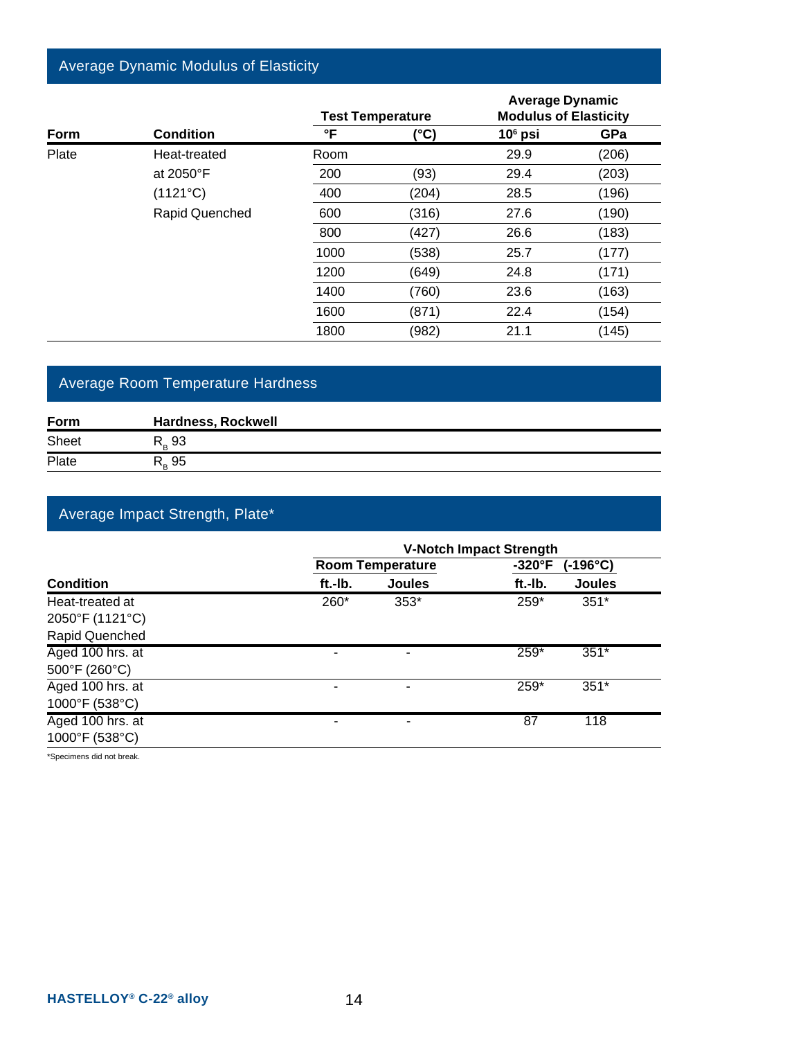## Average Dynamic Modulus of Elasticity

| Form | Condition | Test Temperature °F | (°C) | Average Dynamic Modulus of Elasticity $10^6$ psi | GPa |
|---|---|---|---|---|---|
| Plate | Heat-treated at 2050°F (1121°C) Rapid Quenched | Room | | 29.9 | (206) |
| | | 200 | (93) | 29.4 | (203) |
| | | 400 | (204) | 28.5 | (196) |
| | | 600 | (316) | 27.6 | (190) |
| | | 800 | (427) | 26.6 | (183) |
| | | 1000 | (538) | 25.7 | (177) |
| | | 1200 | (649) | 24.8 | (171) |
| | | 1400 | (760) | 23.6 | (163) |
| | | 1600 | (871) | 22.4 | (154) |
| | | 1800 | (982) | 21.1 | (145) |

## Average Room Temperature Hardness

| Form | Hardness, Rockwell |
|---|---|
| Sheet | $R_B$ 93 |
| Plate | $R_B$ 95 |

## Average Impact Strength, Plate*

| Condition | V-Notch Impact Strength Room Temperature ft.-lb. | Joules | -320°F (-196°C) ft.-lb. | Joules |
|---|---|---|---|---|
| Heat-treated at 2050°F (1121°C) Rapid Quenched | 260* | 353* | 259* | 351* |
| Aged 100 hrs. at 500°F (260°C) | - | - | 259* | 351* |
| Aged 100 hrs. at 1000°F (538°C) | - | - | 259* | 351* |
| Aged 100 hrs. at 1000°F (538°C) | - | - | 87 | 118 |

*Specimens did not break.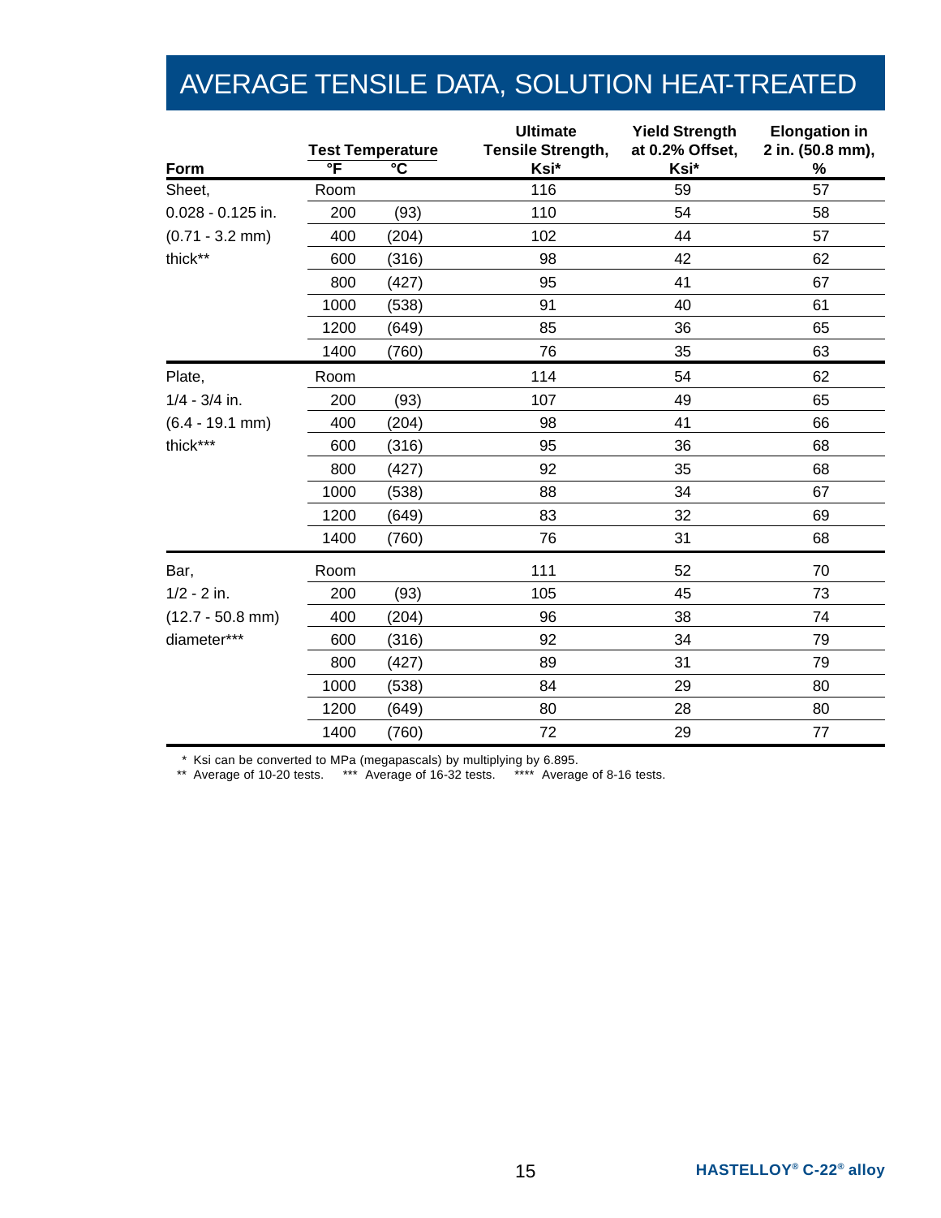## AVERAGE TENSILE DATA, SOLUTION HEAT-TREATED

| Form | Test Temperature | | Ultimate Tensile Strength, Ksi* | Yield Strength at 0.2% Offset, Ksi* | Elongation in 2 in. (50.8 mm), % |
|---|---|---|---|---|---|
| | °F | °C | | | |
| Sheet, | Room | | 116 | 59 | 57 |
| 0.028 - 0.125 in. | 200 | (93) | 110 | 54 | 58 |
| (0.71 - 3.2 mm) | 400 | (204) | 102 | 44 | 57 |
| thick** | 600 | (316) | 98 | 42 | 62 |
| | 800 | (427) | 95 | 41 | 67 |
| | 1000 | (538) | 91 | 40 | 61 |
| | 1200 | (649) | 85 | 36 | 65 |
| | 1400 | (760) | 76 | 35 | 63 |
| Plate, | Room | | 114 | 54 | 62 |
| 1/4 - 3/4 in. | 200 | (93) | 107 | 49 | 65 |
| (6.4 - 19.1 mm) | 400 | (204) | 98 | 41 | 66 |
| thick*** | 600 | (316) | 95 | 36 | 68 |
| | 800 | (427) | 92 | 35 | 68 |
| | 1000 | (538) | 88 | 34 | 67 |
| | 1200 | (649) | 83 | 32 | 69 |
| | 1400 | (760) | 76 | 31 | 68 |
| Bar, | Room | | 111 | 52 | 70 |
| 1/2 - 2 in. | 200 | (93) | 105 | 45 | 73 |
| (12.7 - 50.8 mm) | 400 | (204) | 96 | 38 | 74 |
| diameter*** | 600 | (316) | 92 | 34 | 79 |
| | 800 | (427) | 89 | 31 | 79 |
| | 1000 | (538) | 84 | 29 | 80 |
| | 1200 | (649) | 80 | 28 | 80 |
| | 1400 | (760) | 72 | 29 | 77 |

\* Ksi can be converted to MPa (megapascals) by multiplying by 6.895.
** Average of 10-20 tests. *** Average of 16-32 tests. **** Average of 8-16 tests.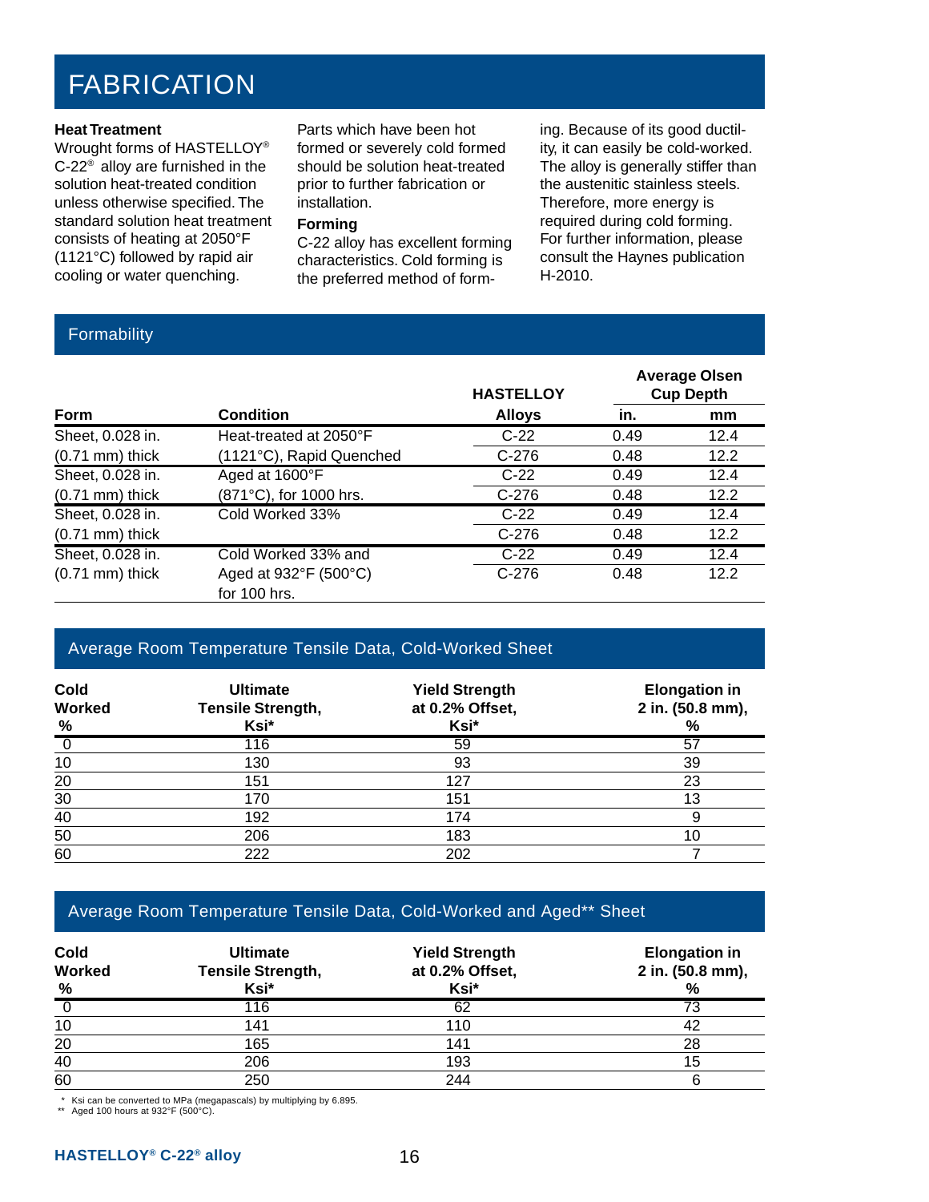# FABRICATION

### Heat Treatment

Wrought forms of HASTELLOY® C-22® alloy are furnished in the solution heat-treated condition unless otherwise specified. The standard solution heat treatment consists of heating at 2050°F (1121°C) followed by rapid air cooling or water quenching. Parts which have been hot formed or severely cold formed should be solution heat-treated prior to further fabrication or installation.

### Forming

C-22 alloy has excellent forming characteristics. Cold forming is the preferred method of forming. Because of its good ductility, it can easily be cold-worked. The alloy is generally stiffer than the austenitic stainless steels. Therefore, more energy is required during cold forming. For further information, please consult the Haynes publication H-2010.

## Formability

| Form | Condition | HASTELLOY Alloys | Average Olsen Cup Depth in. | Average Olsen Cup Depth mm |
|---|---|---|---|---|
| Sheet, 0.028 in. (0.71 mm) thick | Heat-treated at 2050°F (1121°C), Rapid Quenched | C-22 | 0.49 | 12.4 |
| | | C-276 | 0.48 | 12.2 |
| Sheet, 0.028 in. (0.71 mm) thick | Aged at 1600°F (871°C), for 1000 hrs. | C-22 | 0.49 | 12.4 |
| | | C-276 | 0.48 | 12.2 |
| Sheet, 0.028 in. (0.71 mm) thick | Cold Worked 33% | C-22 | 0.49 | 12.4 |
| | | C-276 | 0.48 | 12.2 |
| Sheet, 0.028 in. (0.71 mm) thick | Cold Worked 33% and Aged at 932°F (500°C) for 100 hrs. | C-22 | 0.49 | 12.4 |
| | | C-276 | 0.48 | 12.2 |

## Average Room Temperature Tensile Data, Cold-Worked Sheet

| Cold Worked % | Ultimate Tensile Strength, Ksi* | Yield Strength at 0.2% Offset, Ksi* | Elongation in 2 in. (50.8 mm), % |
|---|---|---|---|
| 0 | 116 | 59 | 57 |
| 10 | 130 | 93 | 39 |
| 20 | 151 | 127 | 23 |
| 30 | 170 | 151 | 13 |
| 40 | 192 | 174 | 9 |
| 50 | 206 | 183 | 10 |
| 60 | 222 | 202 | 7 |

## Average Room Temperature Tensile Data, Cold-Worked and Aged** Sheet

| Cold Worked % | Ultimate Tensile Strength, Ksi* | Yield Strength at 0.2% Offset, Ksi* | Elongation in 2 in. (50.8 mm), % |
|---|---|---|---|
| 0 | 116 | 62 | 73 |
| 10 | 141 | 110 | 42 |
| 20 | 165 | 141 | 28 |
| 40 | 206 | 193 | 15 |
| 60 | 250 | 244 | 6 |

\* Ksi can be converted to MPa (megapascals) by multiplying by 6.895.
** Aged 100 hours at 932°F (500°C).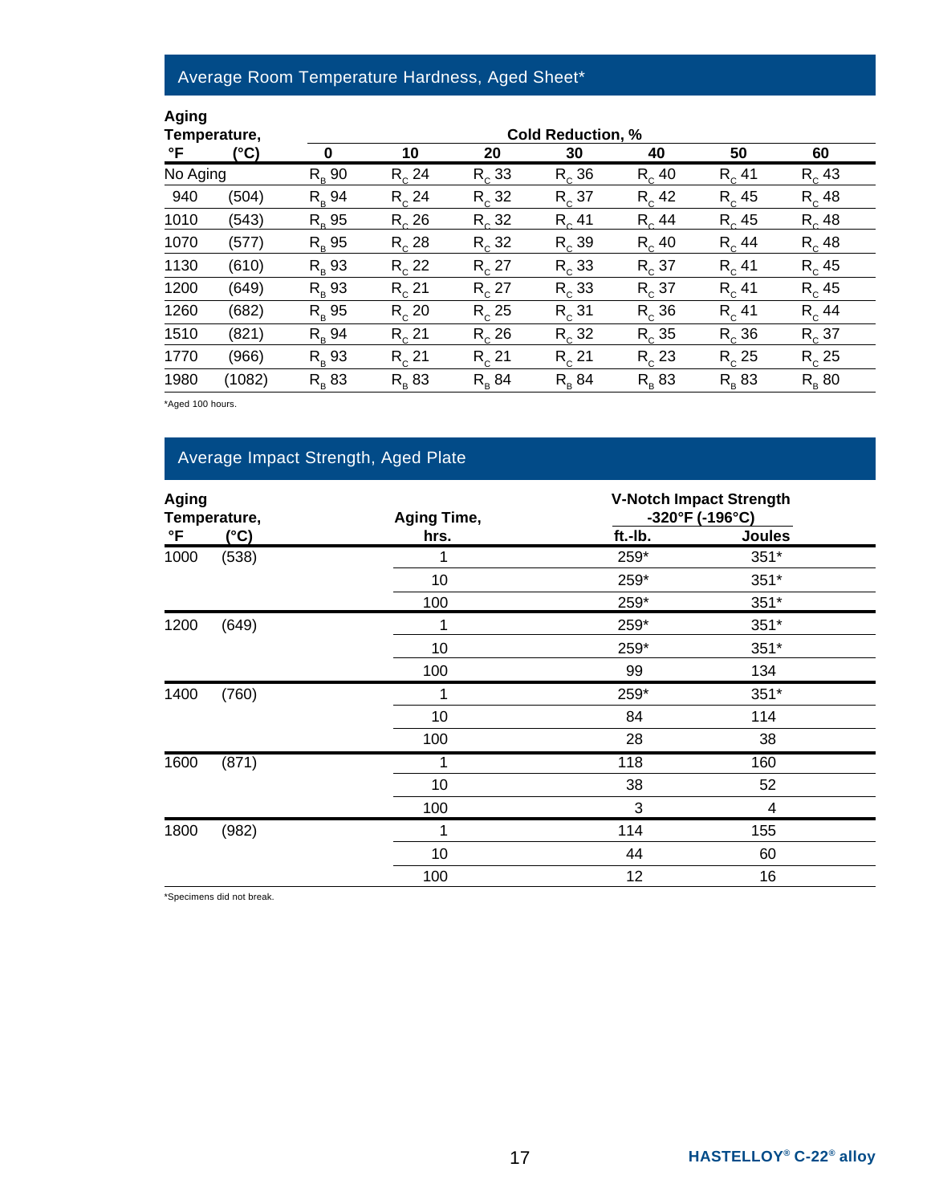## Average Room Temperature Hardness, Aged Sheet*

| Aging Temperature, °F | (°C) | Cold Reduction, % 0 | 10 | 20 | 30 | 40 | 50 | 60 |
|---|---|---|---|---|---|---|---|---|
| No Aging | | $R_B$ 90 | $R_C$ 24 | $R_C$ 33 | $R_C$ 36 | $R_C$ 40 | $R_C$ 41 | $R_C$ 43 |
| 940 | (504) | $R_B$ 94 | $R_C$ 24 | $R_C$ 32 | $R_C$ 37 | $R_C$ 42 | $R_C$ 45 | $R_C$ 48 |
| 1010 | (543) | $R_B$ 95 | $R_C$ 26 | $R_C$ 32 | $R_C$ 41 | $R_C$ 44 | $R_C$ 45 | $R_C$ 48 |
| 1070 | (577) | $R_B$ 95 | $R_C$ 28 | $R_C$ 32 | $R_C$ 39 | $R_C$ 40 | $R_C$ 44 | $R_C$ 48 |
| 1130 | (610) | $R_B$ 93 | $R_C$ 22 | $R_C$ 27 | $R_C$ 33 | $R_C$ 37 | $R_C$ 41 | $R_C$ 45 |
| 1200 | (649) | $R_B$ 93 | $R_C$ 21 | $R_C$ 27 | $R_C$ 33 | $R_C$ 37 | $R_C$ 41 | $R_C$ 45 |
| 1260 | (682) | $R_B$ 95 | $R_C$ 20 | $R_C$ 25 | $R_C$ 31 | $R_C$ 36 | $R_C$ 41 | $R_C$ 44 |
| 1510 | (821) | $R_B$ 94 | $R_C$ 21 | $R_C$ 26 | $R_C$ 32 | $R_C$ 35 | $R_C$ 36 | $R_C$ 37 |
| 1770 | (966) | $R_B$ 93 | $R_C$ 21 | $R_C$ 21 | $R_C$ 21 | $R_C$ 23 | $R_C$ 25 | $R_C$ 25 |
| 1980 | (1082) | $R_B$ 83 | $R_B$ 83 | $R_B$ 84 | $R_B$ 84 | $R_B$ 83 | $R_B$ 83 | $R_B$ 80 |

*Aged 100 hours.

## Average Impact Strength, Aged Plate

| Aging Temperature, °F | (°C) | Aging Time, hrs. | V-Notch Impact Strength -320°F (-196°C) ft.-lb. | Joules |
|---|---|---|---|---|
| 1000 | (538) | 1 | 259* | 351* |
| | | 10 | 259* | 351* |
| | | 100 | 259* | 351* |
| 1200 | (649) | 1 | 259* | 351* |
| | | 10 | 259* | 351* |
| | | 100 | 99 | 134 |
| 1400 | (760) | 1 | 259* | 351* |
| | | 10 | 84 | 114 |
| | | 100 | 28 | 38 |
| 1600 | (871) | 1 | 118 | 160 |
| | | 10 | 38 | 52 |
| | | 100 | 3 | 4 |
| 1800 | (982) | 1 | 114 | 155 |
| | | 10 | 44 | 60 |
| | | 100 | 12 | 16 |

*Specimens did not break.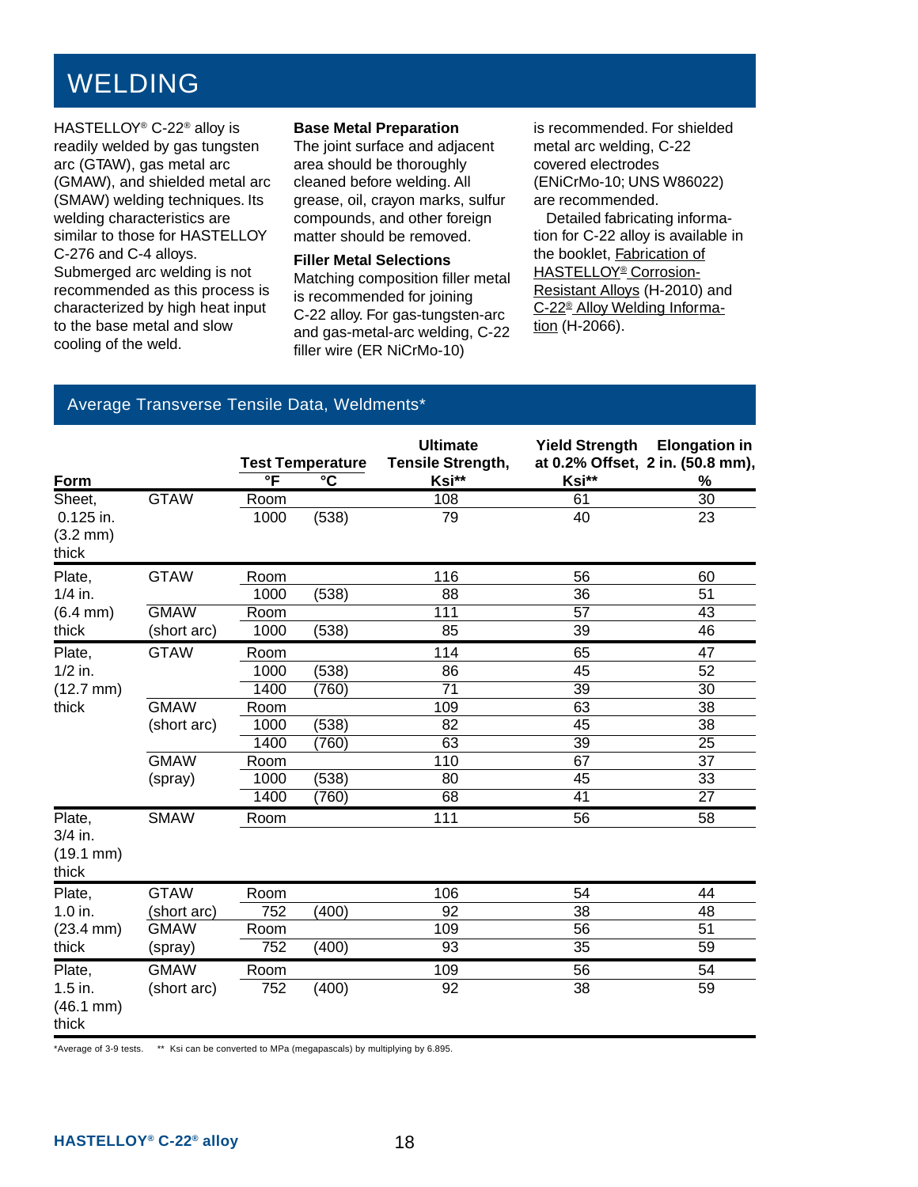# WELDING

HASTELLOY® C-22® alloy is readily welded by gas tungsten arc (GTAW), gas metal arc (GMAW), and shielded metal arc (SMAW) welding techniques. Its welding characteristics are similar to those for HASTELLOY C-276 and C-4 alloys. Submerged arc welding is not recommended as this process is characterized by high heat input to the base metal and slow cooling of the weld.

**Base Metal Preparation**

The joint surface and adjacent area should be thoroughly cleaned before welding. All grease, oil, crayon marks, sulfur compounds, and other foreign matter should be removed.

**Filler Metal Selections**

Matching composition filler metal is recommended for joining C-22 alloy. For gas-tungsten-arc and gas-metal-arc welding, C-22 filler wire (ER NiCrMo-10) is recommended. For shielded metal arc welding, C-22 covered electrodes (ENiCrMo-10; UNS W86022) are recommended.

Detailed fabricating information for C-22 alloy is available in the booklet, Fabrication of HASTELLOY® Corrosion-Resistant Alloys (H-2010) and C-22® Alloy Welding Information (H-2066).

## Average Transverse Tensile Data, Weldments*

| Form | | Test Temperature °F | °C | Ultimate Tensile Strength, Ksi** | Yield Strength at 0.2% Offset, Ksi** | Elongation in 2 in. (50.8 mm), % |
|---|---|---|---|---|---|---|
| Sheet, 0.125 in. (3.2 mm) thick | GTAW | Room | | 108 | 61 | 30 |
| | | 1000 | (538) | 79 | 40 | 23 |
| Plate, 1/4 in. (6.4 mm) thick | GTAW | Room | | 116 | 56 | 60 |
| | | 1000 | (538) | 88 | 36 | 51 |
| | GMAW (short arc) | Room | | 111 | 57 | 43 |
| | | 1000 | (538) | 85 | 39 | 46 |
| Plate, 1/2 in. (12.7 mm) thick | GTAW | Room | | 114 | 65 | 47 |
| | | 1000 | (538) | 86 | 45 | 52 |
| | | 1400 | (760) | 71 | 39 | 30 |
| | GMAW (short arc) | Room | | 109 | 63 | 38 |
| | | 1000 | (538) | 82 | 45 | 38 |
| | | 1400 | (760) | 63 | 39 | 25 |
| | GMAW (spray) | Room | | 110 | 67 | 37 |
| | | 1000 | (538) | 80 | 45 | 33 |
| | | 1400 | (760) | 68 | 41 | 27 |
| Plate, 3/4 in. (19.1 mm) thick | SMAW | Room | | 111 | 56 | 58 |
| Plate, 1.0 in. (23.4 mm) thick | GTAW (short arc) | Room | | 106 | 54 | 44 |
| | | 752 | (400) | 92 | 38 | 48 |
| | GMAW (spray) | Room | | 109 | 56 | 51 |
| | | 752 | (400) | 93 | 35 | 59 |
| Plate, 1.5 in. (46.1 mm) thick | GMAW (short arc) | Room | | 109 | 56 | 54 |
| | | 752 | (400) | 92 | 38 | 59 |

*Average of 3-9 tests. ** Ksi can be converted to MPa (megapascals) by multiplying by 6.895.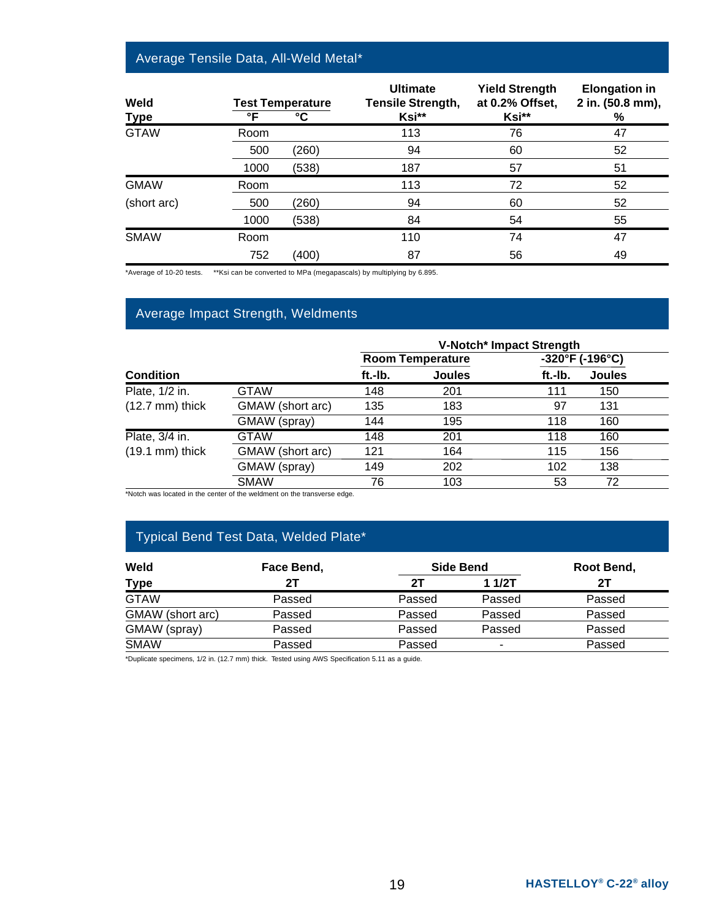## Average Tensile Data, All-Weld Metal*

| Weld Type | Test Temperature °F | °C | Ultimate Tensile Strength, Ksi** | Yield Strength at 0.2% Offset, Ksi** | Elongation in 2 in. (50.8 mm), % |
|---|---|---|---|---|---|
| GTAW | Room | | 113 | 76 | 47 |
| | 500 | (260) | 94 | 60 | 52 |
| | 1000 | (538) | 187 | 57 | 51 |
| GMAW (short arc) | Room | | 113 | 72 | 52 |
| | 500 | (260) | 94 | 60 | 52 |
| | 1000 | (538) | 84 | 54 | 55 |
| SMAW | Room | | 110 | 74 | 47 |
| | 752 | (400) | 87 | 56 | 49 |

*Average of 10-20 tests. **Ksi can be converted to MPa (megapascals) by multiplying by 6.895.

## Average Impact Strength, Weldments

| Condition | | V-Notch* Impact Strength Room Temperature ft.-lb. | Room Temperature Joules | -320°F (-196°C) ft.-lb. | -320°F (-196°C) Joules |
|---|---|---|---|---|---|
| Plate, 1/2 in. (12.7 mm) thick | GTAW | 148 | 201 | 111 | 150 |
| | GMAW (short arc) | 135 | 183 | 97 | 131 |
| | GMAW (spray) | 144 | 195 | 118 | 160 |
| Plate, 3/4 in. (19.1 mm) thick | GTAW | 148 | 201 | 118 | 160 |
| | GMAW (short arc) | 121 | 164 | 115 | 156 |
| | GMAW (spray) | 149 | 202 | 102 | 138 |
| | SMAW | 76 | 103 | 53 | 72 |

*Notch was located in the center of the weldment on the transverse edge.

## Typical Bend Test Data, Welded Plate*

| Weld Type | Face Bend, 2T | Side Bend 2T | Side Bend 1 1/2T | Root Bend, 2T |
|---|---|---|---|---|
| GTAW | Passed | Passed | Passed | Passed |
| GMAW (short arc) | Passed | Passed | Passed | Passed |
| GMAW (spray) | Passed | Passed | Passed | Passed |
| SMAW | Passed | Passed | - | Passed |

*Duplicate specimens, 1/2 in. (12.7 mm) thick. Tested using AWS Specification 5.11 as a guide.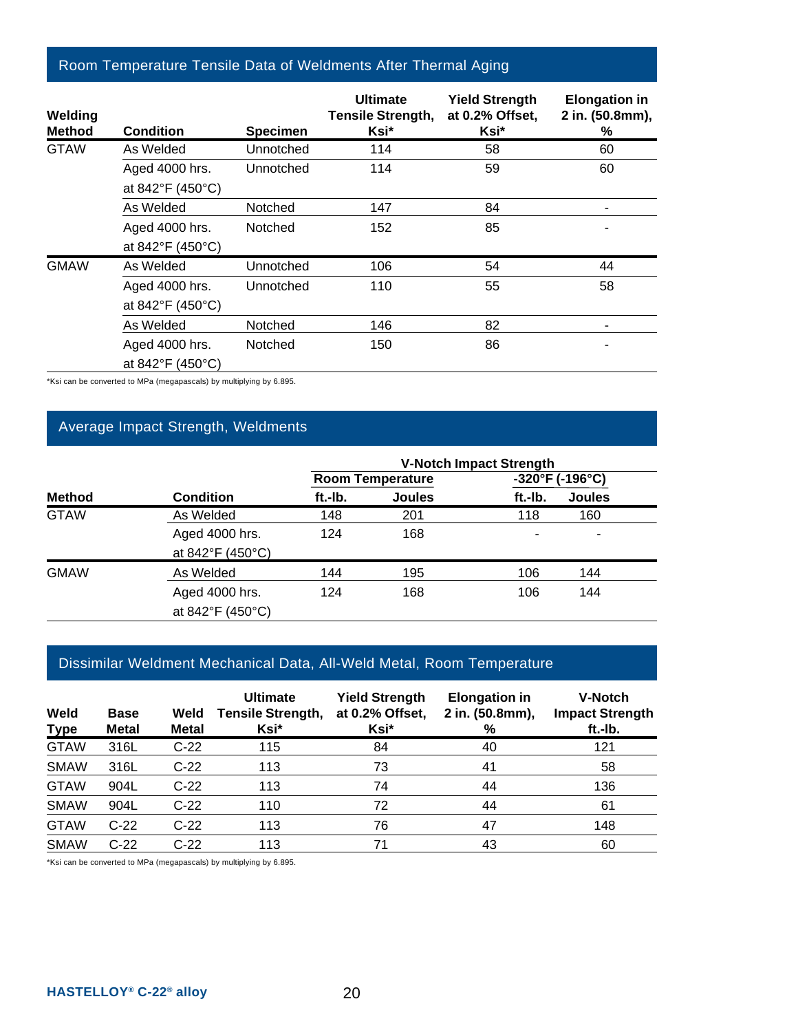## Room Temperature Tensile Data of Weldments After Thermal Aging

| Welding Method | Condition | Specimen | Ultimate Tensile Strength, Ksi* | Yield Strength at 0.2% Offset, Ksi* | Elongation in 2 in. (50.8mm), % |
|---|---|---|---|---|---|
| GTAW | As Welded | Unnotched | 114 | 58 | 60 |
| | Aged 4000 hrs. at 842°F (450°C) | Unnotched | 114 | 59 | 60 |
| | As Welded | Notched | 147 | 84 | - |
| | Aged 4000 hrs. at 842°F (450°C) | Notched | 152 | 85 | - |
| GMAW | As Welded | Unnotched | 106 | 54 | 44 |
| | Aged 4000 hrs. at 842°F (450°C) | Unnotched | 110 | 55 | 58 |
| | As Welded | Notched | 146 | 82 | - |
| | Aged 4000 hrs. at 842°F (450°C) | Notched | 150 | 86 | - |

*Ksi can be converted to MPa (megapascals) by multiplying by 6.895.

## Average Impact Strength, Weldments

| Method | Condition | V-Notch Impact Strength | | | |
|---|---|---|---|---|---|
| | | Room Temperature | | -320°F (-196°C) | |
| | | ft.-lb. | Joules | ft.-lb. | Joules |
| GTAW | As Welded | 148 | 201 | 118 | 160 |
| | Aged 4000 hrs. at 842°F (450°C) | 124 | 168 | - | - |
| GMAW | As Welded | 144 | 195 | 106 | 144 |
| | Aged 4000 hrs. at 842°F (450°C) | 124 | 168 | 106 | 144 |

## Dissimilar Weldment Mechanical Data, All-Weld Metal, Room Temperature

| Weld Type | Base Metal | Weld Metal | Ultimate Tensile Strength, Ksi* | Yield Strength at 0.2% Offset, Ksi* | Elongation in 2 in. (50.8mm), % | V-Notch Impact Strength ft.-lb. |
|---|---|---|---|---|---|---|
| GTAW | 316L | C-22 | 115 | 84 | 40 | 121 |
| SMAW | 316L | C-22 | 113 | 73 | 41 | 58 |
| GTAW | 904L | C-22 | 113 | 74 | 44 | 136 |
| SMAW | 904L | C-22 | 110 | 72 | 44 | 61 |
| GTAW | C-22 | C-22 | 113 | 76 | 47 | 148 |
| SMAW | C-22 | C-22 | 113 | 71 | 43 | 60 |

*Ksi can be converted to MPa (megapascals) by multiplying by 6.895.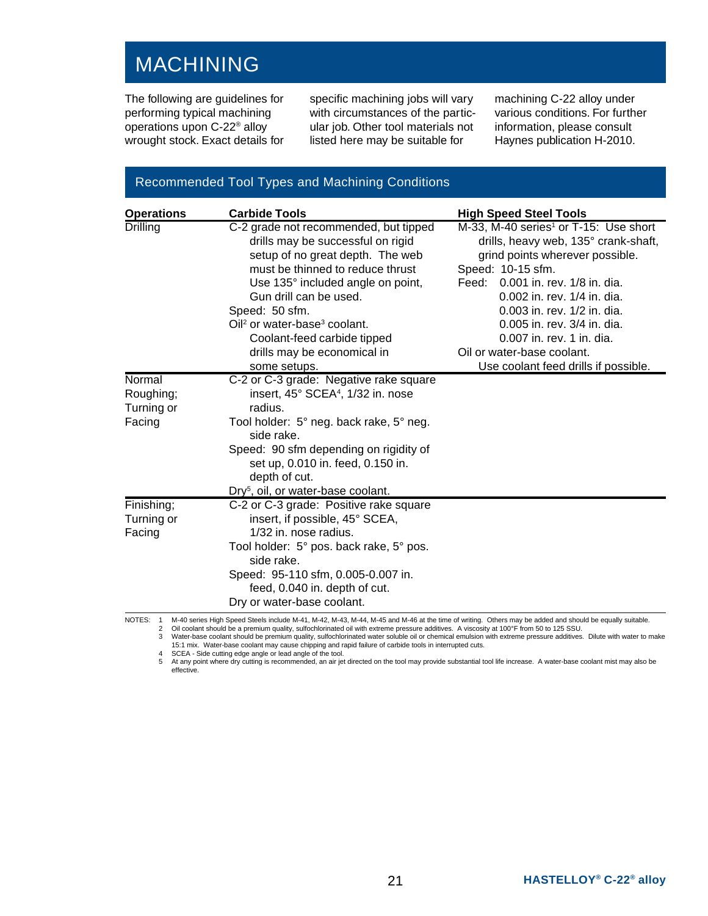# MACHINING

The following are guidelines for performing typical machining operations upon C-22® alloy wrought stock. Exact details for specific machining jobs will vary with circumstances of the particular job. Other tool materials not listed here may be suitable for machining C-22 alloy under various conditions. For further information, please consult Haynes publication H-2010.

## Recommended Tool Types and Machining Conditions

| Operations | Carbide Tools | High Speed Steel Tools |
|---|---|---|
| Drilling | C-2 grade not recommended, but tipped drills may be successful on rigid setup of no great depth. The web must be thinned to reduce thrust Use 135° included angle on point, Gun drill can be used.<br>Speed: 50 sfm.<br>Oil[2] or water-base[3] coolant. Coolant-feed carbide tipped drills may be economical in some setups. | M-33, M-40 series[1] or T-15: Use short drills, heavy web, 135° crank-shaft, grind points wherever possible.<br>Speed: 10-15 sfm.<br>Feed: 0.001 in. rev. 1/8 in. dia.<br>0.002 in. rev. 1/4 in. dia.<br>0.003 in. rev. 1/2 in. dia.<br>0.005 in. rev. 3/4 in. dia.<br>0.007 in. rev. 1 in. dia.<br>Oil or water-base coolant. Use coolant feed drills if possible. |
| Normal Roughing; Turning or Facing | C-2 or C-3 grade: Negative rake square insert, 45° SCEA[4], 1/32 in. nose radius.<br>Tool holder: 5° neg. back rake, 5° neg. side rake.<br>Speed: 90 sfm depending on rigidity of set up, 0.010 in. feed, 0.150 in. depth of cut.<br>Dry[5], oil, or water-base coolant. | |
| Finishing; Turning or Facing | C-2 or C-3 grade: Positive rake square insert, if possible, 45° SCEA, 1/32 in. nose radius.<br>Tool holder: 5° pos. back rake, 5° pos. side rake.<br>Speed: 95-110 sfm, 0.005-0.007 in. feed, 0.040 in. depth of cut.<br>Dry or water-base coolant. | |

NOTES:
1. M-40 series High Speed Steels include M-41, M-42, M-43, M-44, M-45 and M-46 at the time of writing. Others may be added and should be equally suitable.
2. Oil coolant should be a premium quality, sulfochlorinated oil with extreme pressure additives. A viscosity at 100°F from 50 to 125 SSU.
3. Water-base coolant should be premium quality, sulfochlorinated water soluble oil or chemical emulsion with extreme pressure additives. Dilute with water to make 15:1 mix. Water-base coolant may cause chipping and rapid failure of carbide tools in interrupted cuts.
4. SCEA - Side cutting edge angle or lead angle of the tool.
5. At any point where dry cutting is recommended, an air jet directed on the tool may provide substantial tool life increase. A water-base coolant mist may also be effective.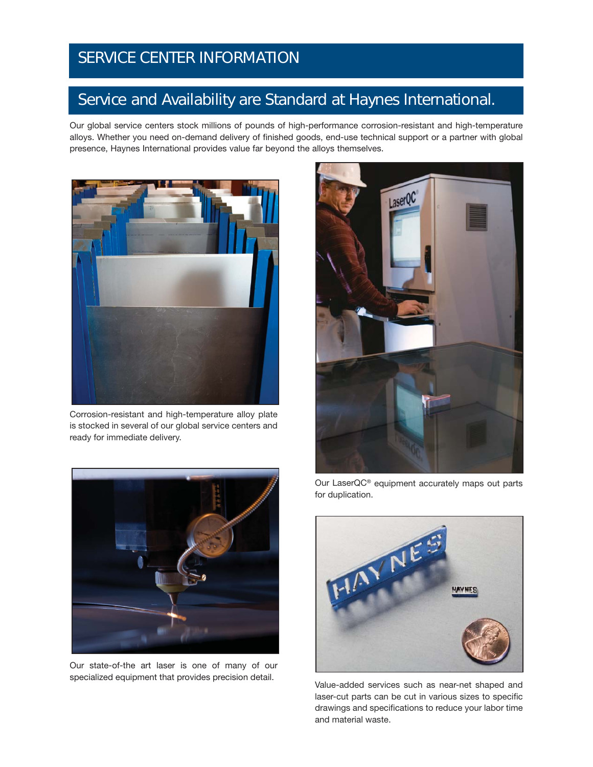# SERVICE CENTER INFORMATION

## Service and Availability are Standard at Haynes International.

Our global service centers stock millions of pounds of high-performance corrosion-resistant and high-temperature alloys. Whether you need on-demand delivery of finished goods, end-use technical support or a partner with global presence, Haynes International provides value far beyond the alloys themselves.

Corrosion-resistant and high-temperature alloy plate is stocked in several of our global service centers and ready for immediate delivery.

Our LaserQC® equipment accurately maps out parts for duplication.

Our state-of-the art laser is one of many of our specialized equipment that provides precision detail.

Value-added services such as near-net shaped and laser-cut parts can be cut in various sizes to specific drawings and specifications to reduce your labor time and material waste.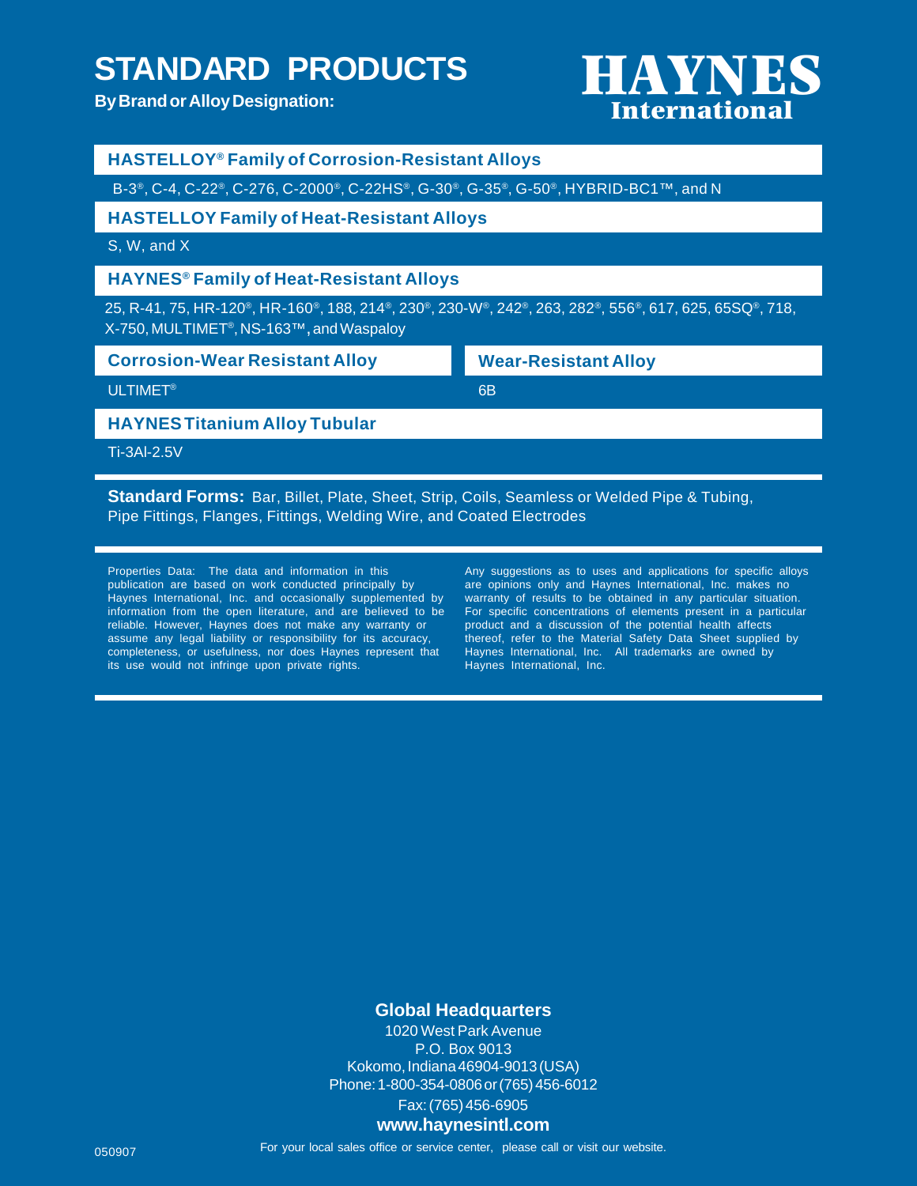# STANDARD PRODUCTS

**By Brand or Alloy Designation:**

**HAYNES International**

## HASTELLOY® Family of Corrosion-Resistant Alloys

B-3®, C-4, C-22®, C-276, C-2000®, C-22HS®, G-30®, G-35®, G-50®, HYBRID-BC1™, and N

## HASTELLOY Family of Heat-Resistant Alloys

S, W, and X

## HAYNES® Family of Heat-Resistant Alloys

25, R-41, 75, HR-120®, HR-160®, 188, 214®, 230®, 230-W®, 242®, 263, 282®, 556®, 617, 625, 65SQ®, 718, X-750, MULTIMET®, NS-163™, and Waspaloy

## Corrosion-Wear Resistant Alloy

ULTIMET®

## Wear-Resistant Alloy

6B

## HAYNES Titanium Alloy Tubular

Ti-3Al-2.5V

**Standard Forms:** Bar, Billet, Plate, Sheet, Strip, Coils, Seamless or Welded Pipe & Tubing, Pipe Fittings, Flanges, Fittings, Welding Wire, and Coated Electrodes

Properties Data: The data and information in this publication are based on work conducted principally by Haynes International, Inc. and occasionally supplemented by information from the open literature, and are believed to be reliable. However, Haynes does not make any warranty or assume any legal liability or responsibility for its accuracy, completeness, or usefulness, nor does Haynes represent that its use would not infringe upon private rights.

Any suggestions as to uses and applications for specific alloys are opinions only and Haynes International, Inc. makes no warranty of results to be obtained in any particular situation. For specific concentrations of elements present in a particular product and a discussion of the potential health affects thereof, refer to the Material Safety Data Sheet supplied by Haynes International, Inc. All trademarks are owned by Haynes International, Inc.

**Global Headquarters**

1020 West Park Avenue
P.O. Box 9013
Kokomo, Indiana 46904-9013 (USA)
Phone: 1-800-354-0806 or (765) 456-6012
Fax: (765) 456-6905

**www.haynesintl.com**

For your local sales office or service center, please call or visit our website.

050907